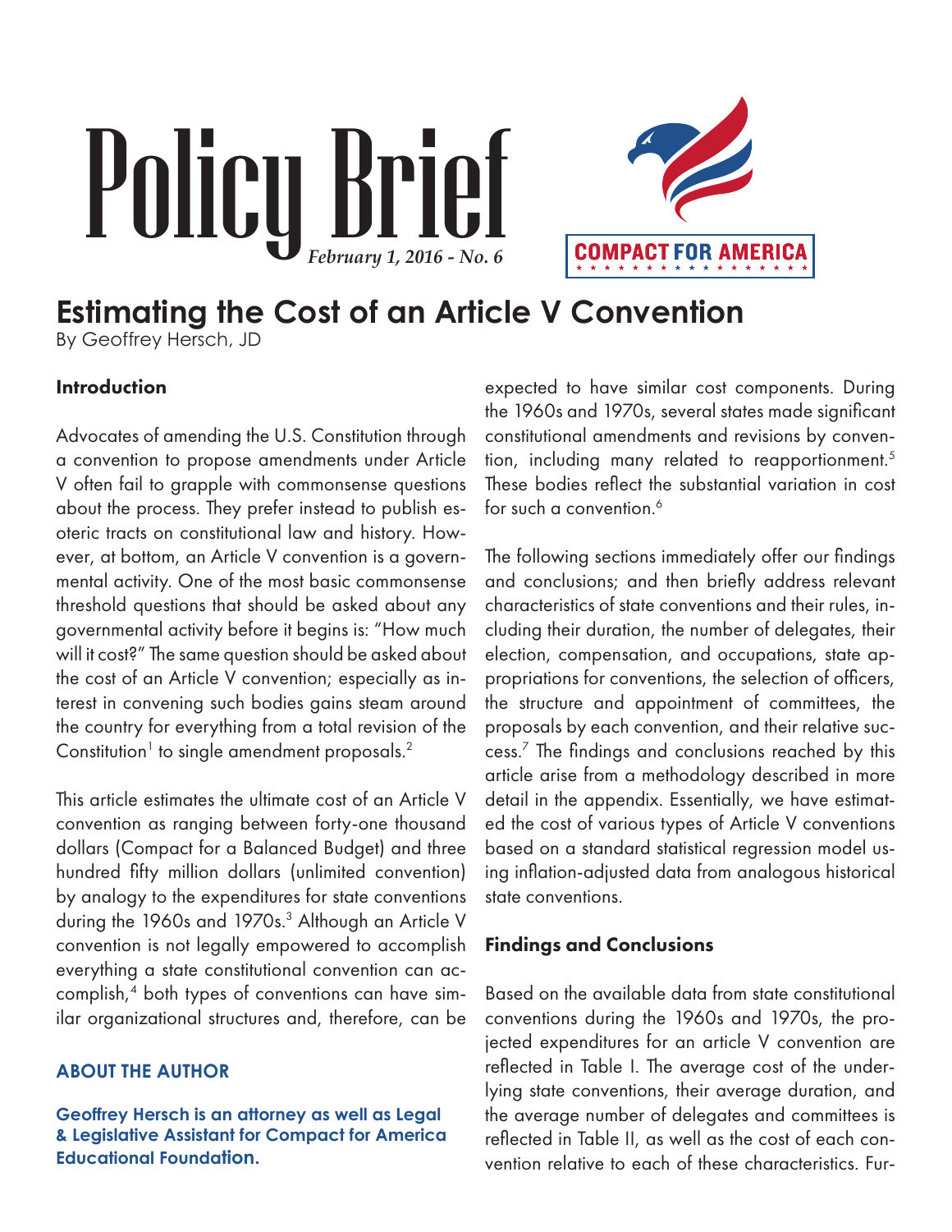# Policy Brief

***February 1, 2016 - No. 6***

COMPACT FOR AMERICA

## Estimating the Cost of an Article V Convention

By Geoffrey Hersch, JD

### Introduction

Advocates of amending the U.S. Constitution through a convention to propose amendments under Article V often fail to grapple with commonsense questions about the process. They prefer instead to publish esoteric tracts on constitutional law and history. However, at bottom, an Article V convention is a governmental activity. One of the most basic commonsense threshold questions that should be asked about any governmental activity before it begins is: "How much will it cost?" The same question should be asked about the cost of an Article V convention; especially as interest in convening such bodies gains steam around the country for everything from a total revision of the Constitution[1] to single amendment proposals.[2]

This article estimates the ultimate cost of an Article V convention as ranging between forty-one thousand dollars (Compact for a Balanced Budget) and three hundred fifty million dollars (unlimited convention) by analogy to the expenditures for state conventions during the 1960s and 1970s.[3] Although an Article V convention is not legally empowered to accomplish everything a state constitutional convention can accomplish,[4] both types of conventions can have similar organizational structures and, therefore, can be expected to have similar cost components. During the 1960s and 1970s, several states made significant constitutional amendments and revisions by convention, including many related to reapportionment.[5] These bodies reflect the substantial variation in cost for such a convention.[6]

The following sections immediately offer our findings and conclusions; and then briefly address relevant characteristics of state conventions and their rules, including their duration, the number of delegates, their election, compensation, and occupations, state appropriations for conventions, the selection of officers, the structure and appointment of committees, the proposals by each convention, and their relative success.[7] The findings and conclusions reached by this article arise from a methodology described in more detail in the appendix. Essentially, we have estimated the cost of various types of Article V conventions based on a standard statistical regression model using inflation-adjusted data from analogous historical state conventions.

### Findings and Conclusions

Based on the available data from state constitutional conventions during the 1960s and 1970s, the projected expenditures for an article V convention are reflected in Table I. The average cost of the underlying state conventions, their average duration, and the average number of delegates and committees is reflected in Table II, as well as the cost of each convention relative to each of these characteristics. Fur-

**ABOUT THE AUTHOR**

**Geoffrey Hersch is an attorney as well as Legal & Legislative Assistant for Compact for America Educational Foundation.**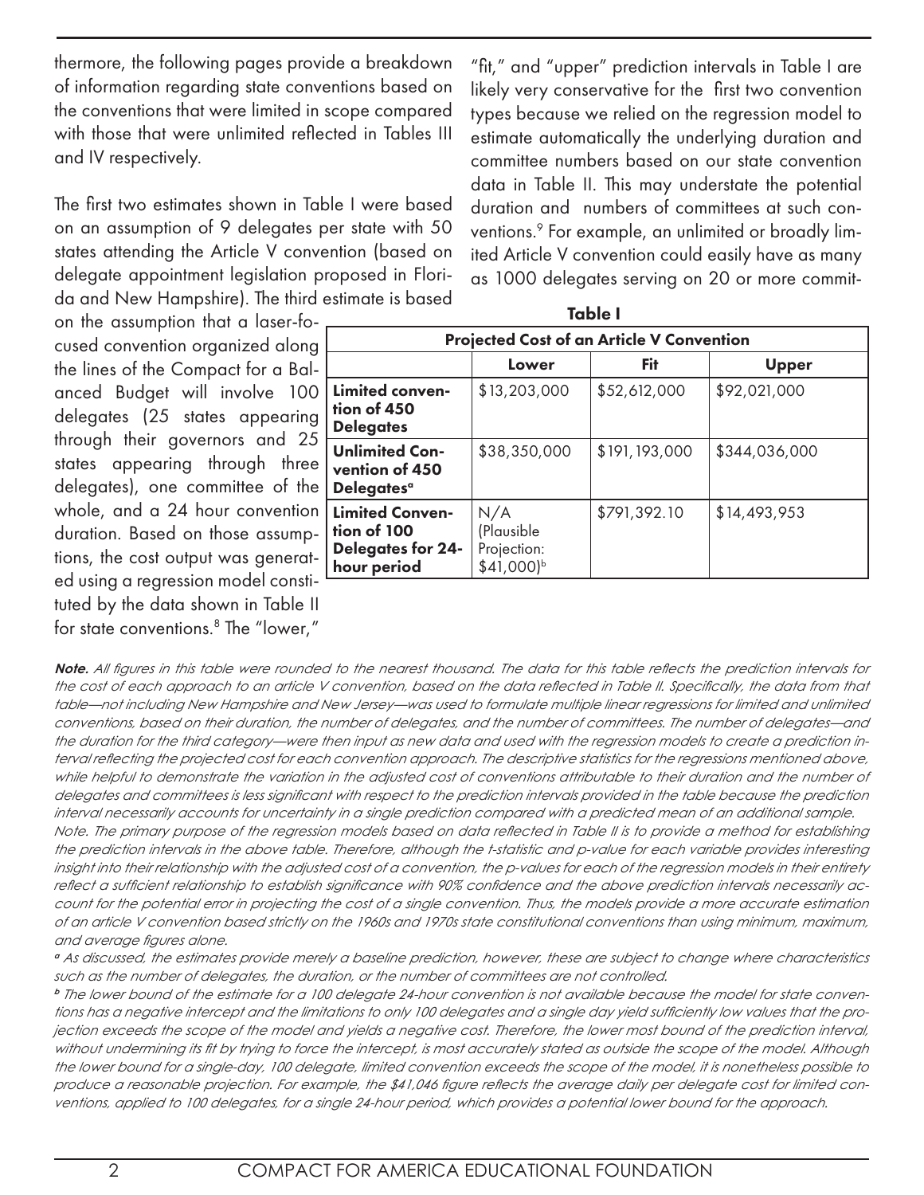thermore, the following pages provide a breakdown of information regarding state conventions based on the conventions that were limited in scope compared with those that were unlimited reflected in Tables III and IV respectively.

The first two estimates shown in Table I were based on an assumption of 9 delegates per state with 50 states attending the Article V convention (based on delegate appointment legislation proposed in Florida and New Hampshire). The third estimate is based on the assumption that a laser-focused convention organized along the lines of the Compact for a Balanced Budget will involve 100 delegates (25 states appearing through their governors and 25 states appearing through three delegates), one committee of the whole, and a 24 hour convention duration. Based on those assumptions, the cost output was generated using a regression model constituted by the data shown in Table II for state conventions.[8] The "lower," "fit," and "upper" prediction intervals in Table I are likely very conservative for the first two convention types because we relied on the regression model to estimate automatically the underlying duration and committee numbers based on our state convention data in Table II. This may understate the potential duration and numbers of committees at such conventions.[9] For example, an unlimited or broadly limited Article V convention could easily have as many as 1000 delegates serving on 20 or more commit-

**Table I**

**Projected Cost of an Article V Convention**

| | **Lower** | **Fit** | **Upper** |
|---|---|---|---|
| **Limited convention of 450 Delegates** | $13,203,000 | $52,612,000 | $92,021,000 |
| **Unlimited Convention of 450 Delegates**[a] | $38,350,000 | $191,193,000 | $344,036,000 |
| **Limited Convention of 100 Delegates for 24-hour period** | N/A (Plausible Projection: $41,000)[b] | $791,392.10 | $14,493,953 |

***Note.*** *All figures in this table were rounded to the nearest thousand. The data for this table reflects the prediction intervals for the cost of each approach to an article V convention, based on the data reflected in Table II. Specifically, the data from that table—not including New Hampshire and New Jersey—was used to formulate multiple linear regressions for limited and unlimited conventions, based on their duration, the number of delegates, and the number of committees. The number of delegates—and the duration for the third category—were then input as new data and used with the regression models to create a prediction interval reflecting the projected cost for each convention approach. The descriptive statistics for the regressions mentioned above, while helpful to demonstrate the variation in the adjusted cost of conventions attributable to their duration and the number of delegates and committees is less significant with respect to the prediction intervals provided in the table because the prediction interval necessarily accounts for uncertainty in a single prediction compared with a predicted mean of an additional sample.*

*Note. The primary purpose of the regression models based on data reflected in Table II is to provide a method for establishing the prediction intervals in the above table. Therefore, although the t-statistic and p-value for each variable provides interesting insight into their relationship with the adjusted cost of a convention, the p-values for each of the regression models in their entirety reflect a sufficient relationship to establish significance with 90% confidence and the above prediction intervals necessarily account for the potential error in projecting the cost of a single convention. Thus, the models provide a more accurate estimation of an article V convention based strictly on the 1960s and 1970s state constitutional conventions than using minimum, maximum, and average figures alone.*

*[a] As discussed, the estimates provide merely a baseline prediction, however, these are subject to change where characteristics such as the number of delegates, the duration, or the number of committees are not controlled.*

*[b] The lower bound of the estimate for a 100 delegate 24-hour convention is not available because the model for state conventions has a negative intercept and the limitations to only 100 delegates and a single day yield sufficiently low values that the projection exceeds the scope of the model and yields a negative cost. Therefore, the lower most bound of the prediction interval, without undermining its fit by trying to force the intercept, is most accurately stated as outside the scope of the model. Although the lower bound for a single-day, 100 delegate, limited convention exceeds the scope of the model, it is nonetheless possible to produce a reasonable projection. For example, the $41,046 figure reflects the average daily per delegate cost for limited conventions, applied to 100 delegates, for a single 24-hour period, which provides a potential lower bound for the approach.*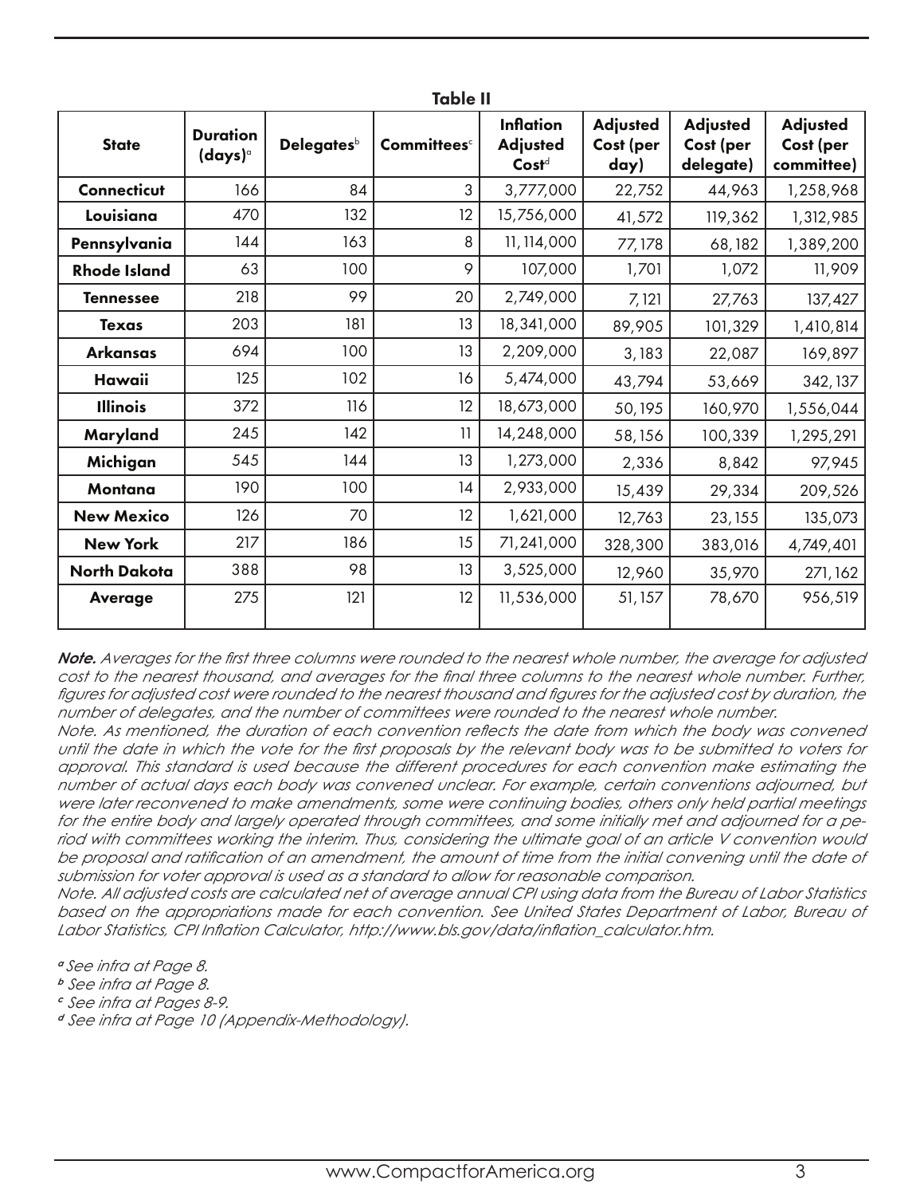**Table II**

| State | Duration (days)[a] | Delegates[b] | Committees[c] | Inflation Adjusted Cost[d] | Adjusted Cost (per day) | Adjusted Cost (per delegate) | Adjusted Cost (per committee) |
|---|---|---|---|---|---|---|---|
| **Connecticut** | 166 | 84 | 3 | 3,777,000 | 22,752 | 44,963 | 1,258,968 |
| **Louisiana** | 470 | 132 | 12 | 15,756,000 | 41,572 | 119,362 | 1,312,985 |
| **Pennsylvania** | 144 | 163 | 8 | 11,114,000 | 77,178 | 68,182 | 1,389,200 |
| **Rhode Island** | 63 | 100 | 9 | 107,000 | 1,701 | 1,072 | 11,909 |
| **Tennessee** | 218 | 99 | 20 | 2,749,000 | 7,121 | 27,763 | 137,427 |
| **Texas** | 203 | 181 | 13 | 18,341,000 | 89,905 | 101,329 | 1,410,814 |
| **Arkansas** | 694 | 100 | 13 | 2,209,000 | 3,183 | 22,087 | 169,897 |
| **Hawaii** | 125 | 102 | 16 | 5,474,000 | 43,794 | 53,669 | 342,137 |
| **Illinois** | 372 | 116 | 12 | 18,673,000 | 50,195 | 160,970 | 1,556,044 |
| **Maryland** | 245 | 142 | 11 | 14,248,000 | 58,156 | 100,339 | 1,295,291 |
| **Michigan** | 545 | 144 | 13 | 1,273,000 | 2,336 | 8,842 | 97,945 |
| **Montana** | 190 | 100 | 14 | 2,933,000 | 15,439 | 29,334 | 209,526 |
| **New Mexico** | 126 | 70 | 12 | 1,621,000 | 12,763 | 23,155 | 135,073 |
| **New York** | 217 | 186 | 15 | 71,241,000 | 328,300 | 383,016 | 4,749,401 |
| **North Dakota** | 388 | 98 | 13 | 3,525,000 | 12,960 | 35,970 | 271,162 |
| **Average** | 275 | 121 | 12 | 11,536,000 | 51,157 | 78,670 | 956,519 |

***Note.*** *Averages for the first three columns were rounded to the nearest whole number, the average for adjusted cost to the nearest thousand, and averages for the final three columns to the nearest whole number. Further, figures for adjusted cost were rounded to the nearest thousand and figures for the adjusted cost by duration, the number of delegates, and the number of committees were rounded to the nearest whole number.*

*Note. As mentioned, the duration of each convention reflects the date from which the body was convened until the date in which the vote for the first proposals by the relevant body was to be submitted to voters for approval. This standard is used because the different procedures for each convention make estimating the number of actual days each body was convened unclear. For example, certain conventions adjourned, but were later reconvened to make amendments, some were continuing bodies, others only held partial meetings for the entire body and largely operated through committees, and some initially met and adjourned for a period with committees working the interim. Thus, considering the ultimate goal of an article V convention would be proposal and ratification of an amendment, the amount of time from the initial convening until the date of submission for voter approval is used as a standard to allow for reasonable comparison.*

*Note. All adjusted costs are calculated net of average annual CPI using data from the Bureau of Labor Statistics based on the appropriations made for each convention. See United States Department of Labor, Bureau of Labor Statistics, CPI Inflation Calculator, http://www.bls.gov/data/inflation_calculator.htm.*

[a] *See infra at Page 8.*

[b] *See infra at Page 8.*

[c] *See infra at Pages 8-9.*

[d] *See infra at Page 10 (Appendix-Methodology).*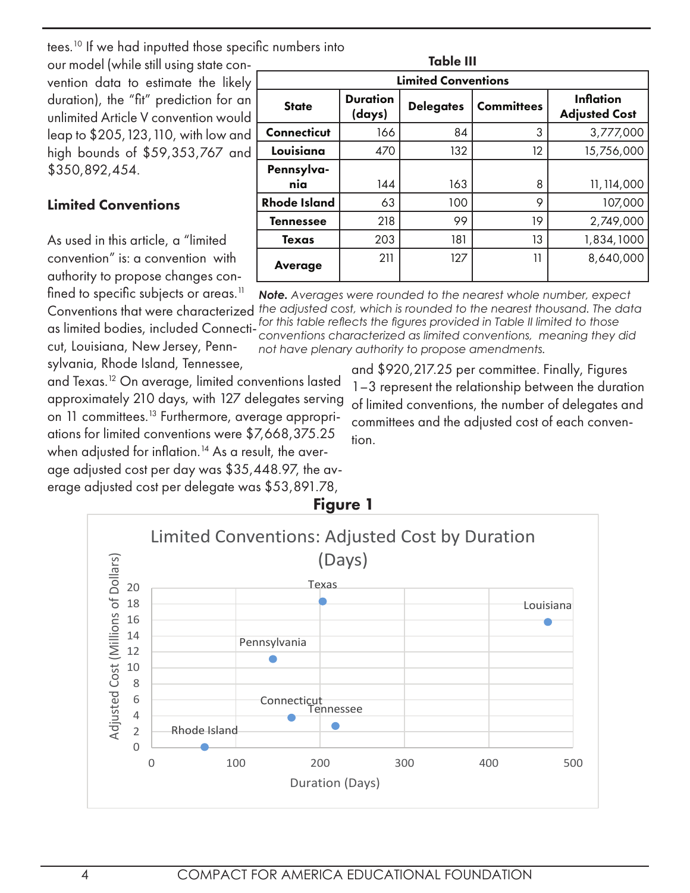tees.[10] If we had inputted those specific numbers into our model (while still using state convention data to estimate the likely duration), the "fit" prediction for an unlimited Article V convention would leap to $205,123,110, with low and high bounds of $59,353,767 and $350,892,454.

### Limited Conventions

As used in this article, a "limited convention" is: a convention with authority to propose changes confined to specific subjects or areas.[11] Conventions that were characterized as limited bodies, included Connecticut, Louisiana, New Jersey, Pennsylvania, Rhode Island, Tennessee, and Texas.[12] On average, limited conventions lasted approximately 210 days, with 127 delegates serving on 11 committees.[13] Furthermore, average appropriations for limited conventions were $7,668,375.25 when adjusted for inflation.[14] As a result, the average adjusted cost per day was $35,448.97, the average adjusted cost per delegate was $53,891.78, and $920,217.25 per committee. Finally, Figures 1–3 represent the relationship between the duration of limited conventions, the number of delegates and committees and the adjusted cost of each convention.

**Table III**

| Limited Conventions | | | | |
|---|---|---|---|---|
| **State** | **Duration (days)** | **Delegates** | **Committees** | **Inflation Adjusted Cost** |
| **Connecticut** | 166 | 84 | 3 | 3,777,000 |
| **Louisiana** | 470 | 132 | 12 | 15,756,000 |
| **Pennsylvania** | 144 | 163 | 8 | 11,114,000 |
| **Rhode Island** | 63 | 100 | 9 | 107,000 |
| **Tennessee** | 218 | 99 | 19 | 2,749,000 |
| **Texas** | 203 | 181 | 13 | 1,834,1000 |
| **Average** | 211 | 127 | 11 | 8,640,000 |

***Note.*** *Averages were rounded to the nearest whole number, expect the adjusted cost, which is rounded to the nearest thousand. The data for this table reflects the figures provided in Table II limited to those conventions characterized as limited conventions, meaning they did not have plenary authority to propose amendments.*

**Figure 1**

Limited Conventions: Adjusted Cost by Duration (Days)

| State | Duration (Days) | Adjusted Cost (Millions of Dollars) |
|---|---|---|
| Rhode Island | 63 | ~0.1 |
| Pennsylvania | 144 | ~11 |
| Connecticut | 166 | ~3.8 |
| Texas | 203 | ~18.3 |
| Tennessee | 218 | ~2.7 |
| Louisiana | 470 | ~15.8 |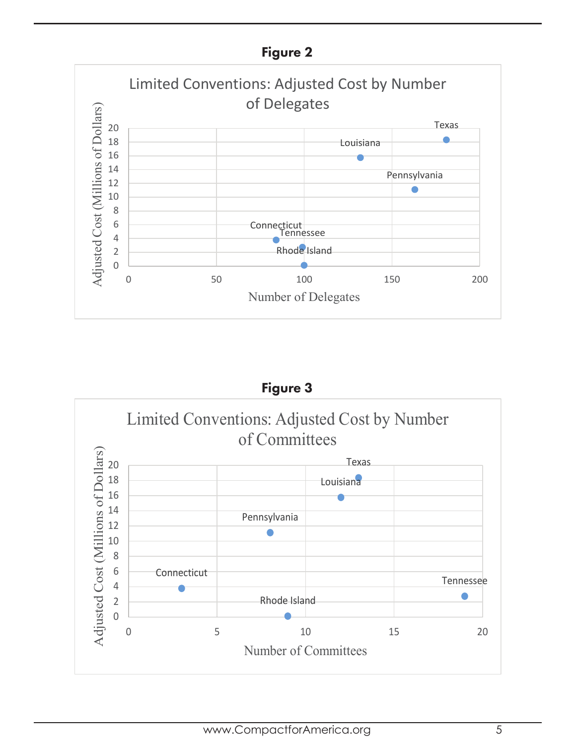**Figure 2**

Limited Conventions: Adjusted Cost by Number of Delegates

Adjusted Cost (Millions of Dollars)

Number of Delegates

Texas, Louisiana, Pennsylvania, Connecticut, Tennessee, Rhode Island

**Figure 3**

Limited Conventions: Adjusted Cost by Number of Committees

Adjusted Cost (Millions of Dollars)

Number of Committees

Texas, Louisiana, Pennsylvania, Connecticut, Tennessee, Rhode Island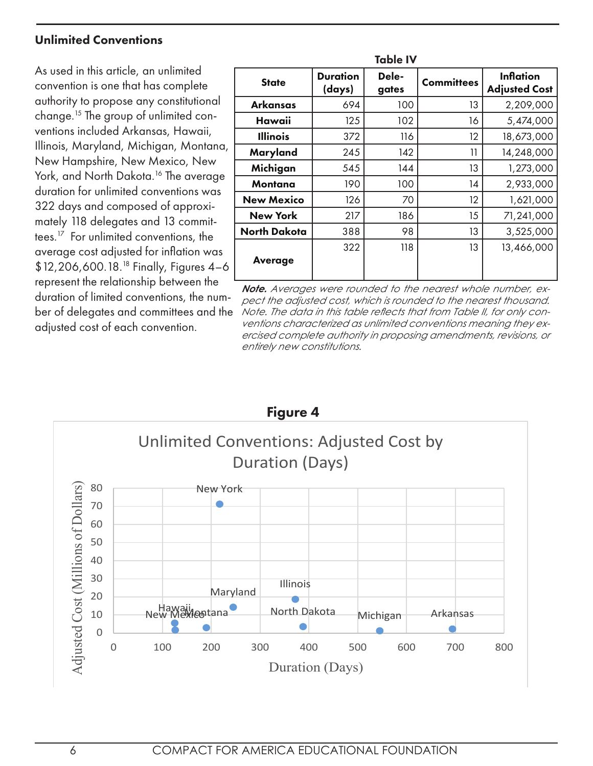### Unlimited Conventions

As used in this article, an unlimited convention is one that has complete authority to propose any constitutional change.[15] The group of unlimited conventions included Arkansas, Hawaii, Illinois, Maryland, Michigan, Montana, New Hampshire, New Mexico, New York, and North Dakota.[16] The average duration for unlimited conventions was 322 days and composed of approximately 118 delegates and 13 committees.[17] For unlimited conventions, the average cost adjusted for inflation was $12,206,600.18.[18] Finally, Figures 4–6 represent the relationship between the duration of limited conventions, the number of delegates and committees and the adjusted cost of each convention.

**Table IV**

| State | Duration (days) | Delegates | Committees | Inflation Adjusted Cost |
|---|---|---|---|---|
| **Arkansas** | 694 | 100 | 13 | 2,209,000 |
| **Hawaii** | 125 | 102 | 16 | 5,474,000 |
| **Illinois** | 372 | 116 | 12 | 18,673,000 |
| **Maryland** | 245 | 142 | 11 | 14,248,000 |
| **Michigan** | 545 | 144 | 13 | 1,273,000 |
| **Montana** | 190 | 100 | 14 | 2,933,000 |
| **New Mexico** | 126 | 70 | 12 | 1,621,000 |
| **New York** | 217 | 186 | 15 | 71,241,000 |
| **North Dakota** | 388 | 98 | 13 | 3,525,000 |
| **Average** | 322 | 118 | 13 | 13,466,000 |

***Note.*** *Averages were rounded to the nearest whole number, expect the adjusted cost, which is rounded to the nearest thousand. Note. The data in this table reflects that from Table II, for only conventions characterized as unlimited conventions meaning they exercised complete authority in proposing amendments, revisions, or entirely new constitutions.*

**Figure 4**

Unlimited Conventions: Adjusted Cost by Duration (Days)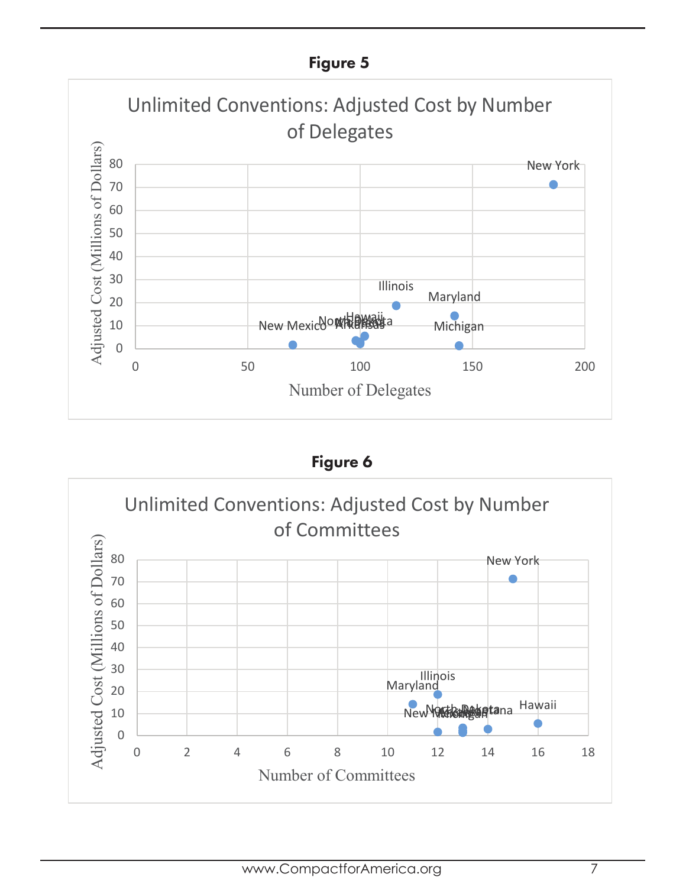**Figure 5**

Unlimited Conventions: Adjusted Cost by Number of Delegates

**Figure 6**

Unlimited Conventions: Adjusted Cost by Number of Committees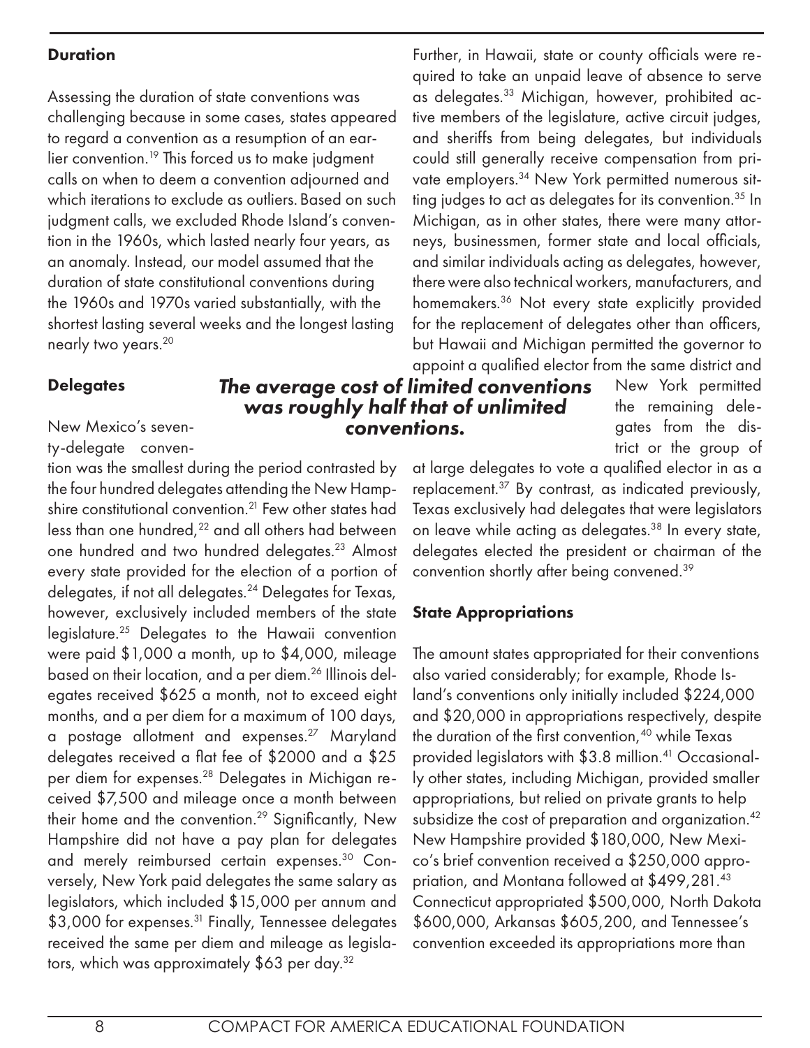### Duration

Assessing the duration of state conventions was challenging because in some cases, states appeared to regard a convention as a resumption of an earlier convention.[19] This forced us to make judgment calls on when to deem a convention adjourned and which iterations to exclude as outliers. Based on such judgment calls, we excluded Rhode Island's convention in the 1960s, which lasted nearly four years, as an anomaly. Instead, our model assumed that the duration of state constitutional conventions during the 1960s and 1970s varied substantially, with the shortest lasting several weeks and the longest lasting nearly two years.[20]

### Delegates

New Mexico's seventy-delegate convention was the smallest during the period contrasted by the four hundred delegates attending the New Hampshire constitutional convention.[21] Few other states had less than one hundred,[22] and all others had between one hundred and two hundred delegates.[23] Almost every state provided for the election of a portion of delegates, if not all delegates.[24] Delegates for Texas, however, exclusively included members of the state legislature.[25] Delegates to the Hawaii convention were paid $1,000 a month, up to $4,000, mileage based on their location, and a per diem.[26] Illinois delegates received $625 a month, not to exceed eight months, and a per diem for a maximum of 100 days, a postage allotment and expenses.[27] Maryland delegates received a flat fee of $2000 and a $25 per diem for expenses.[28] Delegates in Michigan received $7,500 and mileage once a month between their home and the convention.[29] Significantly, New Hampshire did not have a pay plan for delegates and merely reimbursed certain expenses.[30] Conversely, New York paid delegates the same salary as legislators, which included $15,000 per annum and $3,000 for expenses.[31] Finally, Tennessee delegates received the same per diem and mileage as legislators, which was approximately $63 per day.[32]

Further, in Hawaii, state or county officials were required to take an unpaid leave of absence to serve as delegates.[33] Michigan, however, prohibited active members of the legislature, active circuit judges, and sheriffs from being delegates, but individuals could still generally receive compensation from private employers.[34] New York permitted numerous sitting judges to act as delegates for its convention.[35] In Michigan, as in other states, there were many attorneys, businessmen, former state and local officials, and similar individuals acting as delegates, however, there were also technical workers, manufacturers, and homemakers.[36] Not every state explicitly provided for the replacement of delegates other than officers, but Hawaii and Michigan permitted the governor to appoint a qualified elector from the same district and New York permitted the remaining delegates from the district or the group of at large delegates to vote a qualified elector in as a replacement.[37] By contrast, as indicated previously, Texas exclusively had delegates that were legislators on leave while acting as delegates.[38] In every state, delegates elected the president or chairman of the convention shortly after being convened.[39]

***The average cost of limited conventions was roughly half that of unlimited conventions.***

### State Appropriations

The amount states appropriated for their conventions also varied considerably; for example, Rhode Island's conventions only initially included $224,000 and $20,000 in appropriations respectively, despite the duration of the first convention,[40] while Texas provided legislators with $3.8 million.[41] Occasionally other states, including Michigan, provided smaller appropriations, but relied on private grants to help subsidize the cost of preparation and organization.[42] New Hampshire provided $180,000, New Mexico's brief convention received a $250,000 appropriation, and Montana followed at $499,281.[43] Connecticut appropriated $500,000, North Dakota $600,000, Arkansas $605,200, and Tennessee's convention exceeded its appropriations more than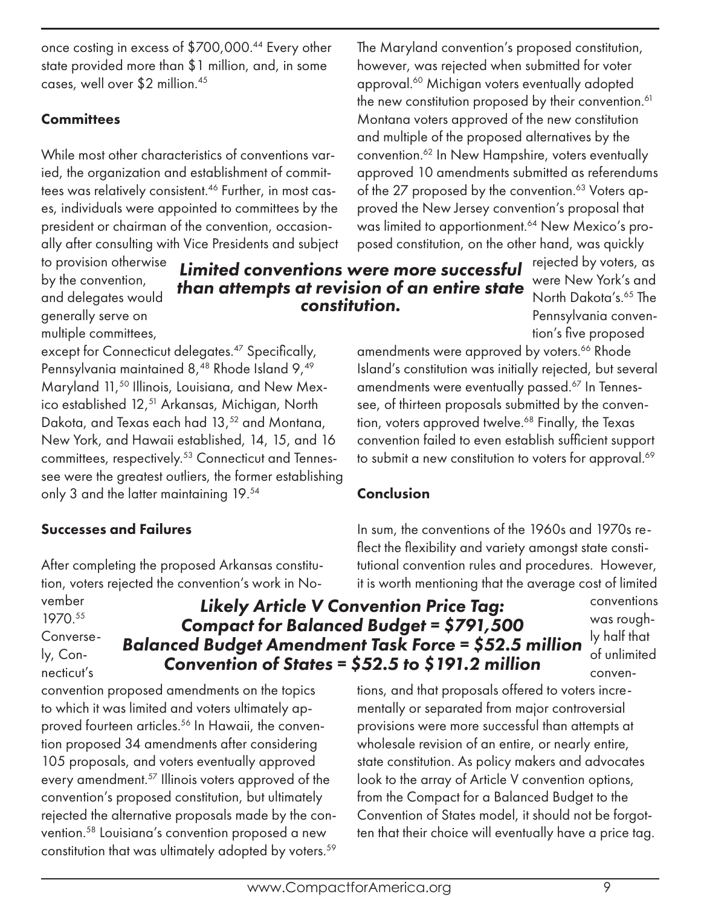once costing in excess of $700,000.[44] Every other state provided more than $1 million, and, in some cases, well over $2 million.[45]

### Committees

While most other characteristics of conventions varied, the organization and establishment of committees was relatively consistent.[46] Further, in most cases, individuals were appointed to committees by the president or chairman of the convention, occasionally after consulting with Vice Presidents and subject to provision otherwise by the convention, and delegates would generally serve on multiple committees, except for Connecticut delegates.[47] Specifically, Pennsylvania maintained 8,[48] Rhode Island 9,[49] Maryland 11,[50] Illinois, Louisiana, and New Mexico established 12,[51] Arkansas, Michigan, North Dakota, and Texas each had 13,[52] and Montana, New York, and Hawaii established, 14, 15, and 16 committees, respectively.[53] Connecticut and Tennessee were the greatest outliers, the former establishing only 3 and the latter maintaining 19.[54]

### Successes and Failures

After completing the proposed Arkansas constitution, voters rejected the convention's work in November 1970.[55] Conversely, Connecticut's convention proposed amendments on the topics to which it was limited and voters ultimately approved fourteen articles.[56] In Hawaii, the convention proposed 34 amendments after considering 105 proposals, and voters eventually approved every amendment.[57] Illinois voters approved of the convention's proposed constitution, but ultimately rejected the alternative proposals made by the convention.[58] Louisiana's convention proposed a new constitution that was ultimately adopted by voters.[59] The Maryland convention's proposed constitution, however, was rejected when submitted for voter approval.[60] Michigan voters eventually adopted the new constitution proposed by their convention.[61] Montana voters approved of the new constitution and multiple of the proposed alternatives by the convention.[62] In New Hampshire, voters eventually approved 10 amendments submitted as referendums of the 27 proposed by the convention.[63] Voters approved the New Jersey convention's proposal that was limited to apportionment.[64] New Mexico's proposed constitution, on the other hand, was quickly rejected by voters, as were New York's and North Dakota's.[65] The Pennsylvania convention's five proposed amendments were approved by voters.[66] Rhode Island's constitution was initially rejected, but several amendments were eventually passed.[67] In Tennessee, of thirteen proposals submitted by the convention, voters approved twelve.[68] Finally, the Texas convention failed to even establish sufficient support to submit a new constitution to voters for approval.[69]

***Limited conventions were more successful than attempts at revision of an entire state constitution.***

### Conclusion

In sum, the conventions of the 1960s and 1970s reflect the flexibility and variety amongst state constitutional convention rules and procedures. However, it is worth mentioning that the average cost of limited conventions was roughly half that of unlimited conventions, and that proposals offered to voters incrementally or separated from major controversial provisions were more successful than attempts at wholesale revision of an entire, or nearly entire, state constitution. As policy makers and advocates look to the array of Article V convention options, from the Compact for a Balanced Budget to the Convention of States model, it should not be forgotten that their choice will eventually have a price tag.

***Likely Article V Convention Price Tag:***
***Compact for Balanced Budget = $791,500***
***Balanced Budget Amendment Task Force = $52.5 million***
***Convention of States = $52.5 to $191.2 million***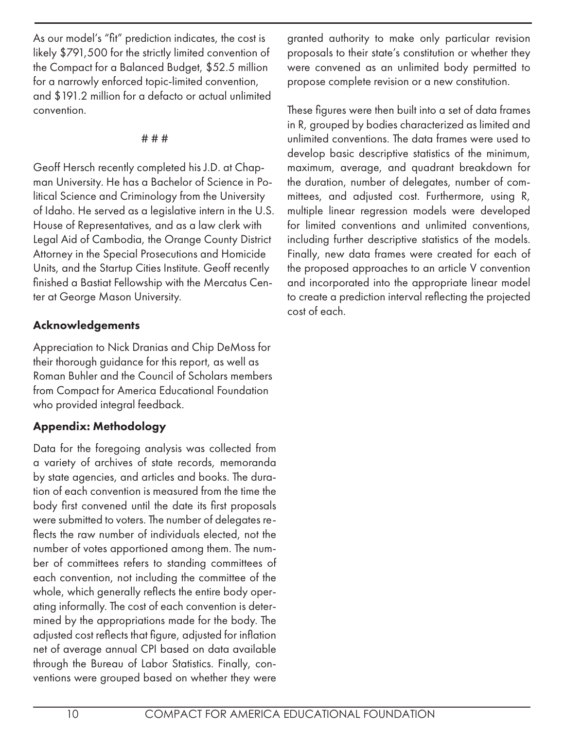As our model's "fit" prediction indicates, the cost is likely $791,500 for the strictly limited convention of the Compact for a Balanced Budget, $52.5 million for a narrowly enforced topic-limited convention, and $191.2 million for a defacto or actual unlimited convention.

# # #

Geoff Hersch recently completed his J.D. at Chapman University. He has a Bachelor of Science in Political Science and Criminology from the University of Idaho. He served as a legislative intern in the U.S. House of Representatives, and as a law clerk with Legal Aid of Cambodia, the Orange County District Attorney in the Special Prosecutions and Homicide Units, and the Startup Cities Institute. Geoff recently finished a Bastiat Fellowship with the Mercatus Center at George Mason University.

## Acknowledgements

Appreciation to Nick Dranias and Chip DeMoss for their thorough guidance for this report, as well as Roman Buhler and the Council of Scholars members from Compact for America Educational Foundation who provided integral feedback.

## Appendix: Methodology

Data for the foregoing analysis was collected from a variety of archives of state records, memoranda by state agencies, and articles and books. The duration of each convention is measured from the time the body first convened until the date its first proposals were submitted to voters. The number of delegates reflects the raw number of individuals elected, not the number of votes apportioned among them. The number of committees refers to standing committees of each convention, not including the committee of the whole, which generally reflects the entire body operating informally. The cost of each convention is determined by the appropriations made for the body. The adjusted cost reflects that figure, adjusted for inflation net of average annual CPI based on data available through the Bureau of Labor Statistics. Finally, conventions were grouped based on whether they were granted authority to make only particular revision proposals to their state's constitution or whether they were convened as an unlimited body permitted to propose complete revision or a new constitution.

These figures were then built into a set of data frames in R, grouped by bodies characterized as limited and unlimited conventions. The data frames were used to develop basic descriptive statistics of the minimum, maximum, average, and quadrant breakdown for the duration, number of delegates, number of committees, and adjusted cost. Furthermore, using R, multiple linear regression models were developed for limited conventions and unlimited conventions, including further descriptive statistics of the models. Finally, new data frames were created for each of the proposed approaches to an article V convention and incorporated into the appropriate linear model to create a prediction interval reflecting the projected cost of each.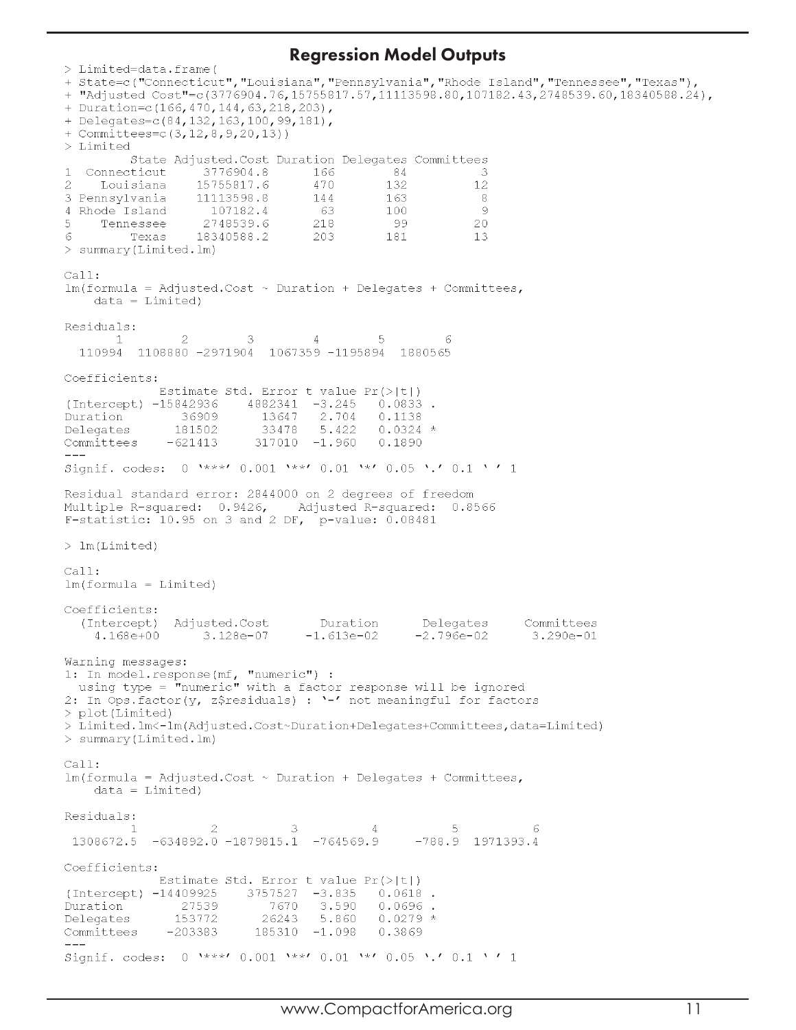## Regression Model Outputs

```
> Limited=data.frame(
+ State=c("Connecticut","Louisiana","Pennsylvania","Rhode Island","Tennessee","Texas"),
+ "Adjusted Cost"=c(3776904.76,15755817.57,11113598.80,107182.43,2748539.60,18340588.24),
+ Duration=c(166,470,144,63,218,203),
+ Delegates=c(84,132,163,100,99,181),
+ Committees=c(3,12,8,9,20,13))
> Limited
         State Adjusted.Cost Duration Delegates Committees
1  Connecticut     3776904.8      166        84          3
2    Louisiana    15755817.6      470       132         12
3 Pennsylvania    11113598.8      144       163          8
4 Rhode Island      107182.4       63       100          9
5    Tennessee     2748539.6      218        99         20
6        Texas    18340588.2      203       181         13
> summary(Limited.lm)

Call:
lm(formula = Adjusted.Cost ~ Duration + Delegates + Committees,
    data = Limited)

Residuals:
       1        2        3        4        5        6
  110994  1108880 -2971904  1067359 -1195894  1880565

Coefficients:
            Estimate Std. Error t value Pr(>|t|)
(Intercept) -15842936    4882341  -3.245   0.0833 .
Duration        36909      13647   2.704   0.1138
Delegates      181502      33478   5.422   0.0324 *
Committees    -621413     317010  -1.960   0.1890
---
Signif. codes:  0 '***' 0.001 '**' 0.01 '*' 0.05 '.' 0.1 ' ' 1

Residual standard error: 2844000 on 2 degrees of freedom
Multiple R-squared:  0.9426,    Adjusted R-squared:  0.8566
F-statistic: 10.95 on 3 and 2 DF,  p-value: 0.08481

> lm(Limited)

Call:
lm(formula = Limited)

Coefficients:
  (Intercept)  Adjusted.Cost       Duration      Delegates     Committees
    4.168e+00      3.128e-07     -1.613e-02     -2.796e-02      3.290e-01

Warning messages:
1: In model.response(mf, "numeric") :
  using type = "numeric" with a factor response will be ignored
2: In Ops.factor(y, z$residuals) : '-' not meaningful for factors
> plot(Limited)
> Limited.lm<-lm(Adjusted.Cost~Duration+Delegates+Committees,data=Limited)
> summary(Limited.lm)

Call:
lm(formula = Adjusted.Cost ~ Duration + Delegates + Committees,
    data = Limited)

Residuals:
         1          2          3          4          5          6
 1308672.5  -634892.0 -1879815.1  -764569.9     -788.9  1971393.4

Coefficients:
            Estimate Std. Error t value Pr(>|t|)
(Intercept) -14409925    3757527  -3.835   0.0618 .
Duration        27539       7670   3.590   0.0696 .
Delegates      153772      26243   5.860   0.0279 *
Committees    -203383     185310  -1.098   0.3869
---
Signif. codes:  0 '***' 0.001 '**' 0.01 '*' 0.05 '.' 0.1 ' ' 1
```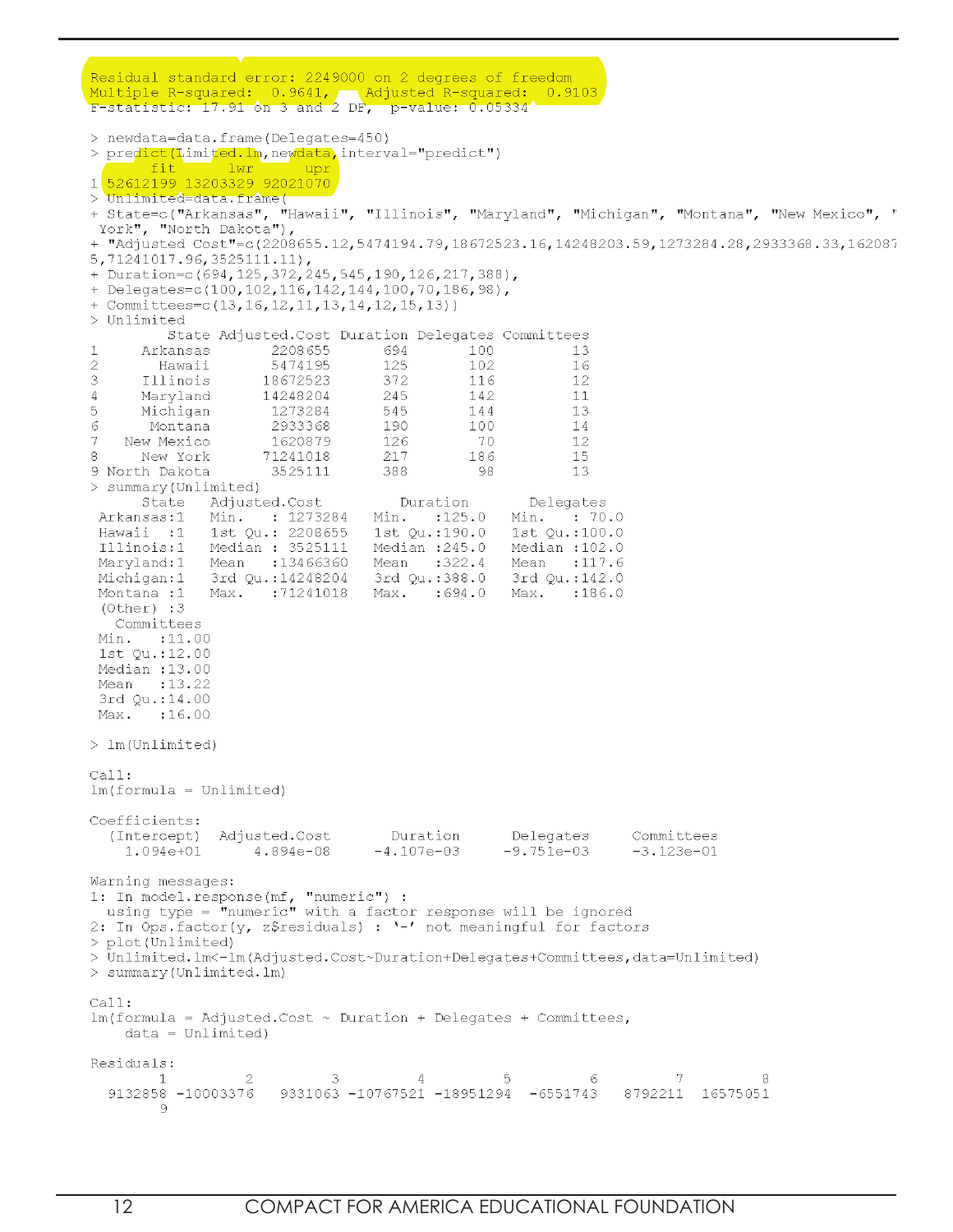```
Residual standard error: 2249000 on 2 degrees of freedom
Multiple R-squared:  0.9641,     Adjusted R-squared:  0.9103
F-statistic: 17.91 on 3 and 2 DF,  p-value: 0.05334

> newdata=data.frame(Delegates=450)
> predict(Limited.lm,newdata,interval="predict")
       fit      lwr      upr
1 52612199 13203329 92021070
> Unlimited=data.frame(
+ State=c("Arkansas", "Hawaii", "Illinois", "Maryland", "Michigan", "Montana", "New Mexico", "New
 York", "North Dakota"),
+ "Adjusted Cost"=c(2208655.12,5474194.79,18672523.16,14248203.59,1273284.28,2933368.33,162087
5,71241017.96,3525111.11),
+ Duration=c(694,125,372,245,545,190,126,217,388),
+ Delegates=c(100,102,116,142,144,100,70,186,98),
+ Committees=c(13,16,12,11,13,14,12,15,13))
> Unlimited
         State Adjusted.Cost Duration Delegates Committees
1     Arkansas       2208655      694       100         13
2       Hawaii       5474195      125       102         16
3     Illinois      18672523      372       116         12
4     Maryland      14248204      245       142         11
5     Michigan       1273284      545       144         13
6      Montana       2933368      190       100         14
7   New Mexico       1620879      126        70         12
8     New York      71241018      217       186         15
9 North Dakota       3525111      388        98         13
> summary(Unlimited)
       State    Adjusted.Cost         Duration        Delegates
 Arkansas:1   Min.   : 1273284   Min.   :125.0   Min.   : 70.0
 Hawaii  :1   1st Qu.: 2208655   1st Qu.:190.0   1st Qu.:100.0
 Illinois:1   Median : 3525111   Median :245.0   Median :102.0
 Maryland:1   Mean   :13466360   Mean   :322.4   Mean   :117.6
 Michigan:1   3rd Qu.:14248204   3rd Qu.:388.0   3rd Qu.:142.0
 Montana :1   Max.   :71241018   Max.   :694.0   Max.   :186.0
 (Other) :3
   Committees
 Min.   :11.00
 1st Qu.:12.00
 Median :13.00
 Mean   :13.22
 3rd Qu.:14.00
 Max.   :16.00

> lm(Unlimited)

Call:
lm(formula = Unlimited)

Coefficients:
  (Intercept)  Adjusted.Cost       Duration      Delegates     Committees
    1.094e+01      4.894e-08     -4.107e-03     -9.751e-03     -3.123e-01

Warning messages:
1: In model.response(mf, "numeric") :
  using type = "numeric" with a factor response will be ignored
2: In Ops.factor(y, z$residuals) : '-' not meaningful for factors
> plot(Unlimited)
> Unlimited.lm<-lm(Adjusted.Cost~Duration+Delegates+Committees,data=Unlimited)
> summary(Unlimited.lm)

Call:
lm(formula = Adjusted.Cost ~ Duration + Delegates + Committees,
    data = Unlimited)

Residuals:
        1         2         3         4         5         6         7         8
  9132858 -10003376   9331063 -10767521 -18951294  -6551743   8792211  16575051
        9
```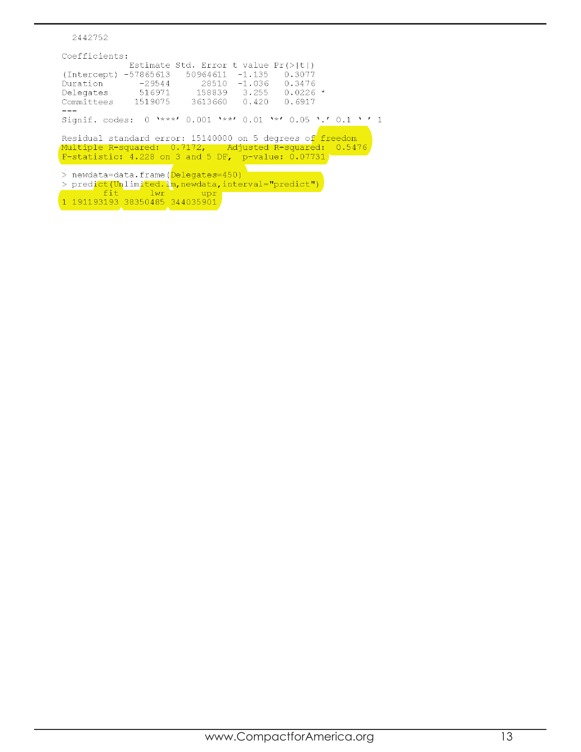```
  2442752

Coefficients:
             Estimate Std. Error t value Pr(>|t|)
(Intercept) -57865613   50964611  -1.135   0.3077
Duration       -29544      28510  -1.036   0.3476
Delegates      516971     158839   3.255   0.0226 *
Committees    1519075    3613660   0.420   0.6917
---
Signif. codes:  0 '***' 0.001 '**' 0.01 '*' 0.05 '.' 0.1 ' ' 1

Residual standard error: 15140000 on 5 degrees of freedom
Multiple R-squared:  0.7172,    Adjusted R-squared:  0.5476
F-statistic: 4.228 on 3 and 5 DF,  p-value: 0.07731

> newdata=data.frame(Delegates=450)
> predict(Unlimited.lm,newdata,interval="predict")
        fit      lwr       upr
1 191193193 38350485 344035901
```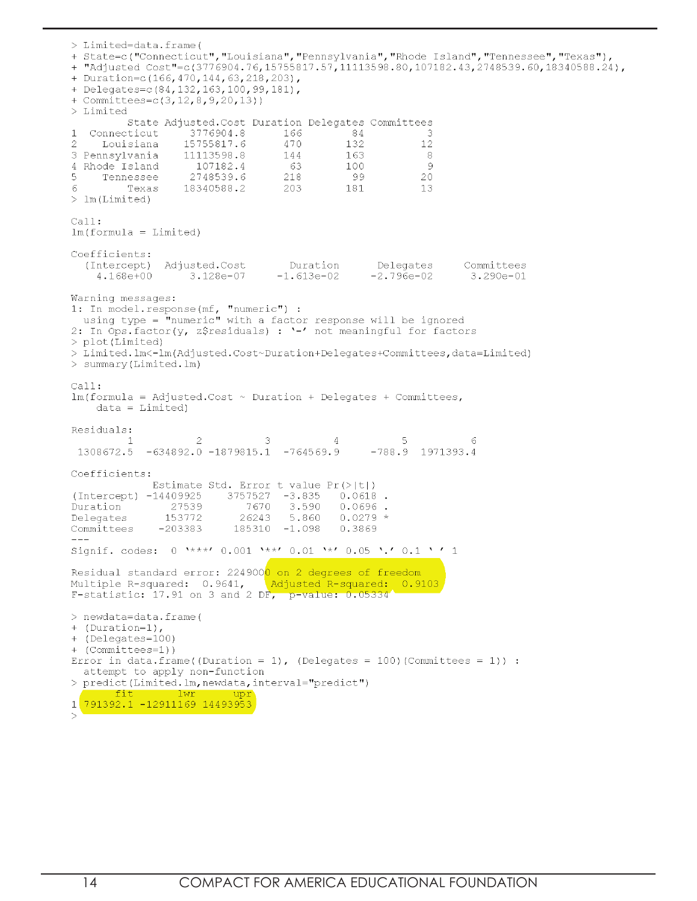```
> Limited=data.frame(
+ State=c("Connecticut","Louisiana","Pennsylvania","Rhode Island","Tennessee","Texas"),
+ "Adjusted Cost"=c(3776904.76,15755817.57,11113598.80,107182.43,2748539.60,18340588.24),
+ Duration=c(166,470,144,63,218,203),
+ Delegates=c(84,132,163,100,99,181),
+ Committees=c(3,12,8,9,20,13))
> Limited
         State Adjusted.Cost Duration Delegates Committees
1  Connecticut     3776904.8      166        84          3
2    Louisiana    15755817.6      470       132         12
3 Pennsylvania    11113598.8      144       163          8
4 Rhode Island      107182.4       63       100          9
5    Tennessee     2748539.6      218        99         20
6        Texas    18340588.2      203       181         13
> lm(Limited)

Call:
lm(formula = Limited)

Coefficients:
  (Intercept)  Adjusted.Cost       Duration      Delegates     Committees
    4.168e+00      3.128e-07     -1.613e-02     -2.796e-02      3.290e-01

Warning messages:
1: In model.response(mf, "numeric") :
  using type = "numeric" with a factor response will be ignored
2: In Ops.factor(y, z$residuals) : '-' not meaningful for factors
> plot(Limited)
> Limited.lm<-lm(Adjusted.Cost~Duration+Delegates+Committees,data=Limited)
> summary(Limited.lm)

Call:
lm(formula = Adjusted.Cost ~ Duration + Delegates + Committees,
    data = Limited)

Residuals:
        1          2          3          4          5          6
 1308672.5  -634892.0 -1879815.1  -764569.9    -788.9  1971393.4

Coefficients:
             Estimate Std. Error t value Pr(>|t|)
(Intercept) -14409925    3757527  -3.835   0.0618 .
Duration        27539       7670   3.590   0.0696 .
Delegates      153772      26243   5.860   0.0279 *
Committees    -203383     185310  -1.098   0.3869
---
Signif. codes:  0 '***' 0.001 '**' 0.01 '*' 0.05 '.' 0.1 ' ' 1

Residual standard error: 2249000 on 2 degrees of freedom
Multiple R-squared:  0.9641,    Adjusted R-squared:  0.9103
F-statistic: 17.91 on 3 and 2 DF,  p-value: 0.05334

> newdata=data.frame(
+ (Duration=1),
+ (Delegates=100)
+ (Committees=1))
Error in data.frame((Duration = 1), (Delegates = 100)(Committees = 1)) :
  attempt to apply non-function
> predict(Limited.lm,newdata,interval="predict")
       fit       lwr      upr
1 791392.1 -12911169 14493953
>
```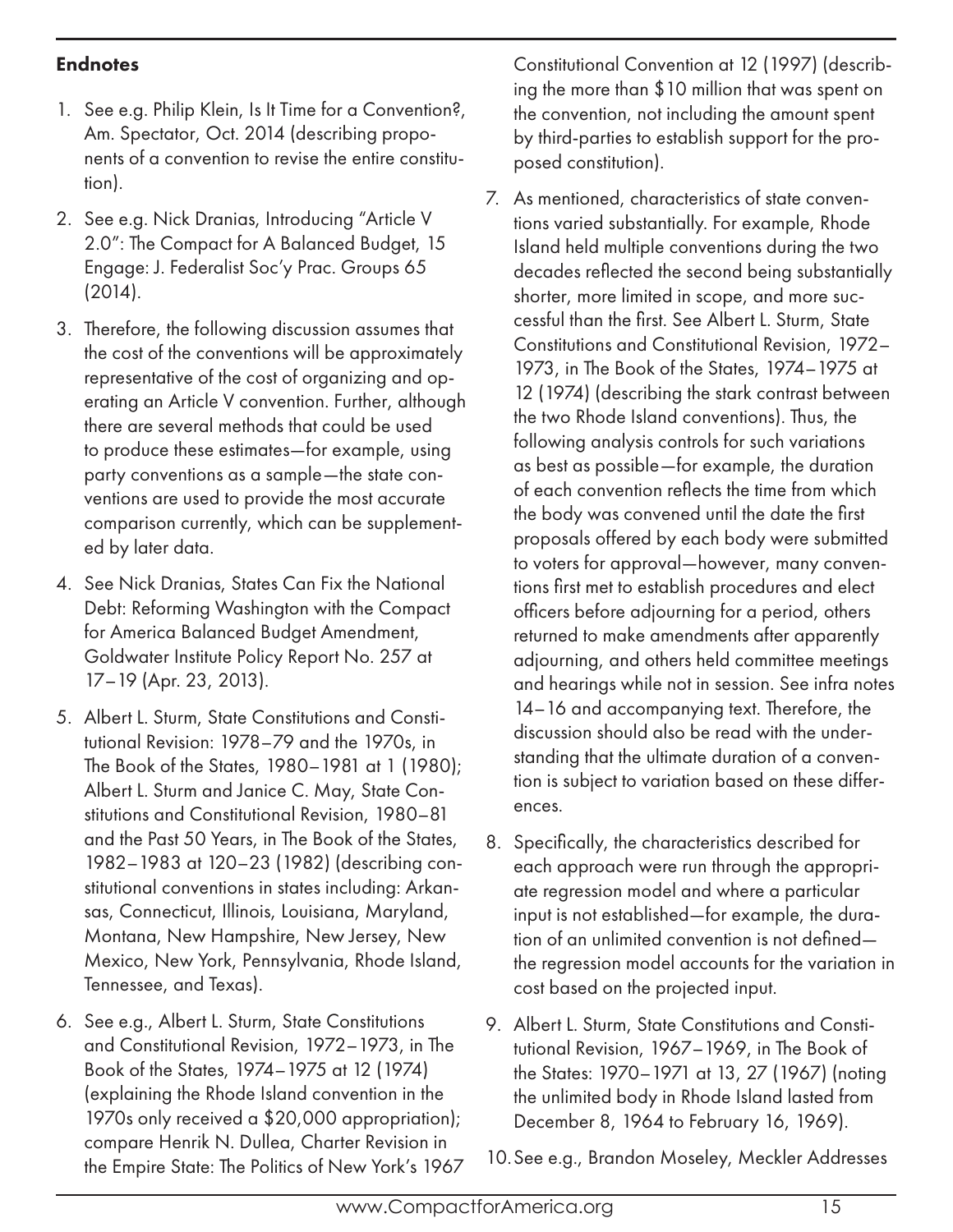#### Endnotes

1. See e.g. Philip Klein, Is It Time for a Convention?, Am. Spectator, Oct. 2014 (describing proponents of a convention to revise the entire constitution).

2. See e.g. Nick Dranias, Introducing "Article V 2.0": The Compact for A Balanced Budget, 15 Engage: J. Federalist Soc'y Prac. Groups 65 (2014).

3. Therefore, the following discussion assumes that the cost of the conventions will be approximately representative of the cost of organizing and operating an Article V convention. Further, although there are several methods that could be used to produce these estimates—for example, using party conventions as a sample—the state conventions are used to provide the most accurate comparison currently, which can be supplemented by later data.

4. See Nick Dranias, States Can Fix the National Debt: Reforming Washington with the Compact for America Balanced Budget Amendment, Goldwater Institute Policy Report No. 257 at 17–19 (Apr. 23, 2013).

5. Albert L. Sturm, State Constitutions and Constitutional Revision: 1978–79 and the 1970s, in The Book of the States, 1980–1981 at 1 (1980); Albert L. Sturm and Janice C. May, State Constitutions and Constitutional Revision, 1980–81 and the Past 50 Years, in The Book of the States, 1982–1983 at 120–23 (1982) (describing constitutional conventions in states including: Arkansas, Connecticut, Illinois, Louisiana, Maryland, Montana, New Hampshire, New Jersey, New Mexico, New York, Pennsylvania, Rhode Island, Tennessee, and Texas).

6. See e.g., Albert L. Sturm, State Constitutions and Constitutional Revision, 1972–1973, in The Book of the States, 1974–1975 at 12 (1974) (explaining the Rhode Island convention in the 1970s only received a $20,000 appropriation); compare Henrik N. Dullea, Charter Revision in the Empire State: The Politics of New York's 1967 Constitutional Convention at 12 (1997) (describing the more than $10 million that was spent on the convention, not including the amount spent by third-parties to establish support for the proposed constitution).

7. As mentioned, characteristics of state conventions varied substantially. For example, Rhode Island held multiple conventions during the two decades reflected the second being substantially shorter, more limited in scope, and more successful than the first. See Albert L. Sturm, State Constitutions and Constitutional Revision, 1972–1973, in The Book of the States, 1974–1975 at 12 (1974) (describing the stark contrast between the two Rhode Island conventions). Thus, the following analysis controls for such variations as best as possible—for example, the duration of each convention reflects the time from which the body was convened until the date the first proposals offered by each body were submitted to voters for approval—however, many conventions first met to establish procedures and elect officers before adjourning for a period, others returned to make amendments after apparently adjourning, and others held committee meetings and hearings while not in session. See infra notes 14–16 and accompanying text. Therefore, the discussion should also be read with the understanding that the ultimate duration of a convention is subject to variation based on these differences.

8. Specifically, the characteristics described for each approach were run through the appropriate regression model and where a particular input is not established—for example, the duration of an unlimited convention is not defined—the regression model accounts for the variation in cost based on the projected input.

9. Albert L. Sturm, State Constitutions and Constitutional Revision, 1967–1969, in The Book of the States: 1970–1971 at 13, 27 (1967) (noting the unlimited body in Rhode Island lasted from December 8, 1964 to February 16, 1969).

10. See e.g., Brandon Moseley, Meckler Addresses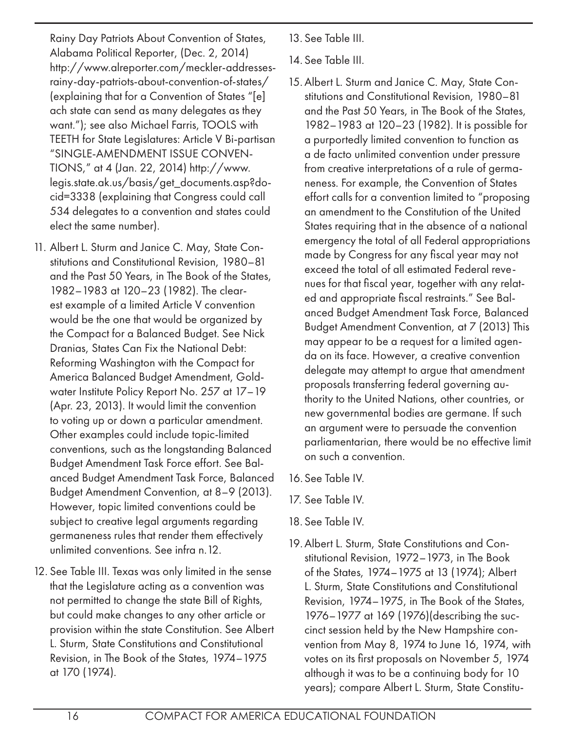Rainy Day Patriots About Convention of States, Alabama Political Reporter, (Dec. 2, 2014) http://www.alreporter.com/meckler-addresses-rainy-day-patriots-about-convention-of-states/ (explaining that for a Convention of States "[e]ach state can send as many delegates as they want."); see also Michael Farris, TOOLS with TEETH for State Legislatures: Article V Bi-partisan "SINGLE-AMENDMENT ISSUE CONVENTIONS," at 4 (Jan. 22, 2014) http://www.legis.state.ak.us/basis/get_documents.asp?docid=3338 (explaining that Congress could call 534 delegates to a convention and states could elect the same number).

11. Albert L. Sturm and Janice C. May, State Constitutions and Constitutional Revision, 1980–81 and the Past 50 Years, in The Book of the States, 1982–1983 at 120–23 (1982). The clearest example of a limited Article V convention would be the one that would be organized by the Compact for a Balanced Budget. See Nick Dranias, States Can Fix the National Debt: Reforming Washington with the Compact for America Balanced Budget Amendment, Goldwater Institute Policy Report No. 257 at 17–19 (Apr. 23, 2013). It would limit the convention to voting up or down a particular amendment. Other examples could include topic-limited conventions, such as the longstanding Balanced Budget Amendment Task Force effort. See Balanced Budget Amendment Task Force, Balanced Budget Amendment Convention, at 8–9 (2013). However, topic limited conventions could be subject to creative legal arguments regarding germaneness rules that render them effectively unlimited conventions. See infra n.12.

12. See Table III. Texas was only limited in the sense that the Legislature acting as a convention was not permitted to change the state Bill of Rights, but could make changes to any other article or provision within the state Constitution. See Albert L. Sturm, State Constitutions and Constitutional Revision, in The Book of the States, 1974–1975 at 170 (1974).

13. See Table III.

14. See Table III.

15. Albert L. Sturm and Janice C. May, State Constitutions and Constitutional Revision, 1980–81 and the Past 50 Years, in The Book of the States, 1982–1983 at 120–23 (1982). It is possible for a purportedly limited convention to function as a de facto unlimited convention under pressure from creative interpretations of a rule of germaneness. For example, the Convention of States effort calls for a convention limited to "proposing an amendment to the Constitution of the United States requiring that in the absence of a national emergency the total of all Federal appropriations made by Congress for any fiscal year may not exceed the total of all estimated Federal revenues for that fiscal year, together with any related and appropriate fiscal restraints." See Balanced Budget Amendment Task Force, Balanced Budget Amendment Convention, at 7 (2013) This may appear to be a request for a limited agenda on its face. However, a creative convention delegate may attempt to argue that amendment proposals transferring federal governing authority to the United Nations, other countries, or new governmental bodies are germane. If such an argument were to persuade the convention parliamentarian, there would be no effective limit on such a convention.

16. See Table IV.

17. See Table IV.

18. See Table IV.

19. Albert L. Sturm, State Constitutions and Constitutional Revision, 1972–1973, in The Book of the States, 1974–1975 at 13 (1974); Albert L. Sturm, State Constitutions and Constitutional Revision, 1974–1975, in The Book of the States, 1976–1977 at 169 (1976)(describing the succinct session held by the New Hampshire convention from May 8, 1974 to June 16, 1974, with votes on its first proposals on November 5, 1974 although it was to be a continuing body for 10 years); compare Albert L. Sturm, State Constitu-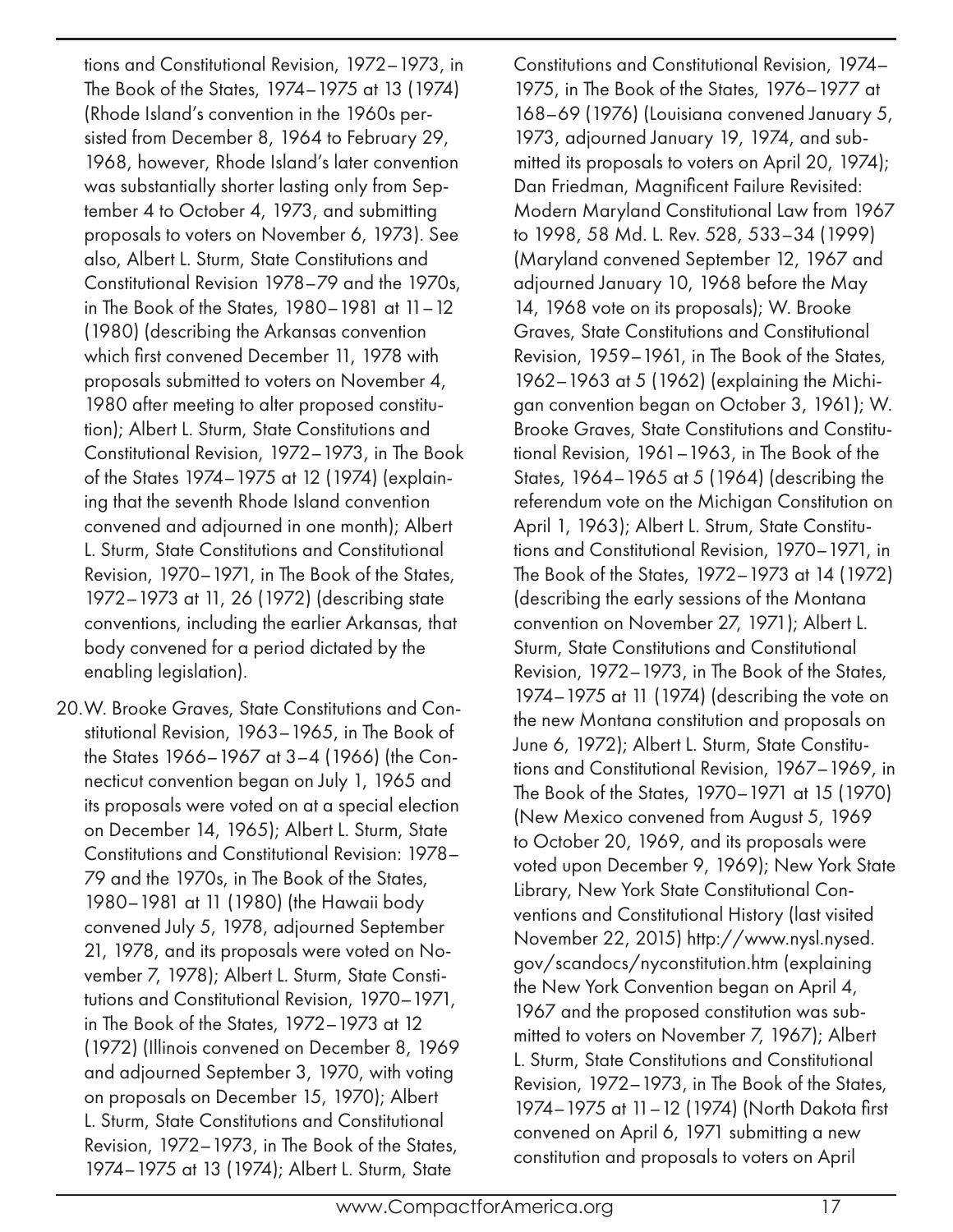tions and Constitutional Revision, 1972–1973, in The Book of the States, 1974–1975 at 13 (1974) (Rhode Island's convention in the 1960s persisted from December 8, 1964 to February 29, 1968, however, Rhode Island's later convention was substantially shorter lasting only from September 4 to October 4, 1973, and submitting proposals to voters on November 6, 1973). See also, Albert L. Sturm, State Constitutions and Constitutional Revision 1978–79 and the 1970s, in The Book of the States, 1980–1981 at 11–12 (1980) (describing the Arkansas convention which first convened December 11, 1978 with proposals submitted to voters on November 4, 1980 after meeting to alter proposed constitution); Albert L. Sturm, State Constitutions and Constitutional Revision, 1972–1973, in The Book of the States 1974–1975 at 12 (1974) (explaining that the seventh Rhode Island convention convened and adjourned in one month); Albert L. Sturm, State Constitutions and Constitutional Revision, 1970–1971, in The Book of the States, 1972–1973 at 11, 26 (1972) (describing state conventions, including the earlier Arkansas, that body convened for a period dictated by the enabling legislation).

20. W. Brooke Graves, State Constitutions and Constitutional Revision, 1963–1965, in The Book of the States 1966–1967 at 3–4 (1966) (the Connecticut convention began on July 1, 1965 and its proposals were voted on at a special election on December 14, 1965); Albert L. Sturm, State Constitutions and Constitutional Revision: 1978–79 and the 1970s, in The Book of the States, 1980–1981 at 11 (1980) (the Hawaii body convened July 5, 1978, adjourned September 21, 1978, and its proposals were voted on November 7, 1978); Albert L. Sturm, State Constitutions and Constitutional Revision, 1970–1971, in The Book of the States, 1972–1973 at 12 (1972) (Illinois convened on December 8, 1969 and adjourned September 3, 1970, with voting on proposals on December 15, 1970); Albert L. Sturm, State Constitutions and Constitutional Revision, 1972–1973, in The Book of the States, 1974–1975 at 13 (1974); Albert L. Sturm, State Constitutions and Constitutional Revision, 1974–1975, in The Book of the States, 1976–1977 at 168–69 (1976) (Louisiana convened January 5, 1973, adjourned January 19, 1974, and submitted its proposals to voters on April 20, 1974); Dan Friedman, Magnificent Failure Revisited: Modern Maryland Constitutional Law from 1967 to 1998, 58 Md. L. Rev. 528, 533–34 (1999) (Maryland convened September 12, 1967 and adjourned January 10, 1968 before the May 14, 1968 vote on its proposals); W. Brooke Graves, State Constitutions and Constitutional Revision, 1959–1961, in The Book of the States, 1962–1963 at 5 (1962) (explaining the Michigan convention began on October 3, 1961); W. Brooke Graves, State Constitutions and Constitutional Revision, 1961–1963, in The Book of the States, 1964–1965 at 5 (1964) (describing the referendum vote on the Michigan Constitution on April 1, 1963); Albert L. Strum, State Constitutions and Constitutional Revision, 1970–1971, in The Book of the States, 1972–1973 at 14 (1972) (describing the early sessions of the Montana convention on November 27, 1971); Albert L. Sturm, State Constitutions and Constitutional Revision, 1972–1973, in The Book of the States, 1974–1975 at 11 (1974) (describing the vote on the new Montana constitution and proposals on June 6, 1972); Albert L. Sturm, State Constitutions and Constitutional Revision, 1967–1969, in The Book of the States, 1970–1971 at 15 (1970) (New Mexico convened from August 5, 1969 to October 20, 1969, and its proposals were voted upon December 9, 1969); New York State Library, New York State Constitutional Conventions and Constitutional History (last visited November 22, 2015) http://www.nysl.nysed.gov/scandocs/nyconstitution.htm (explaining the New York Convention began on April 4, 1967 and the proposed constitution was submitted to voters on November 7, 1967); Albert L. Sturm, State Constitutions and Constitutional Revision, 1972–1973, in The Book of the States, 1974–1975 at 11–12 (1974) (North Dakota first convened on April 6, 1971 submitting a new constitution and proposals to voters on April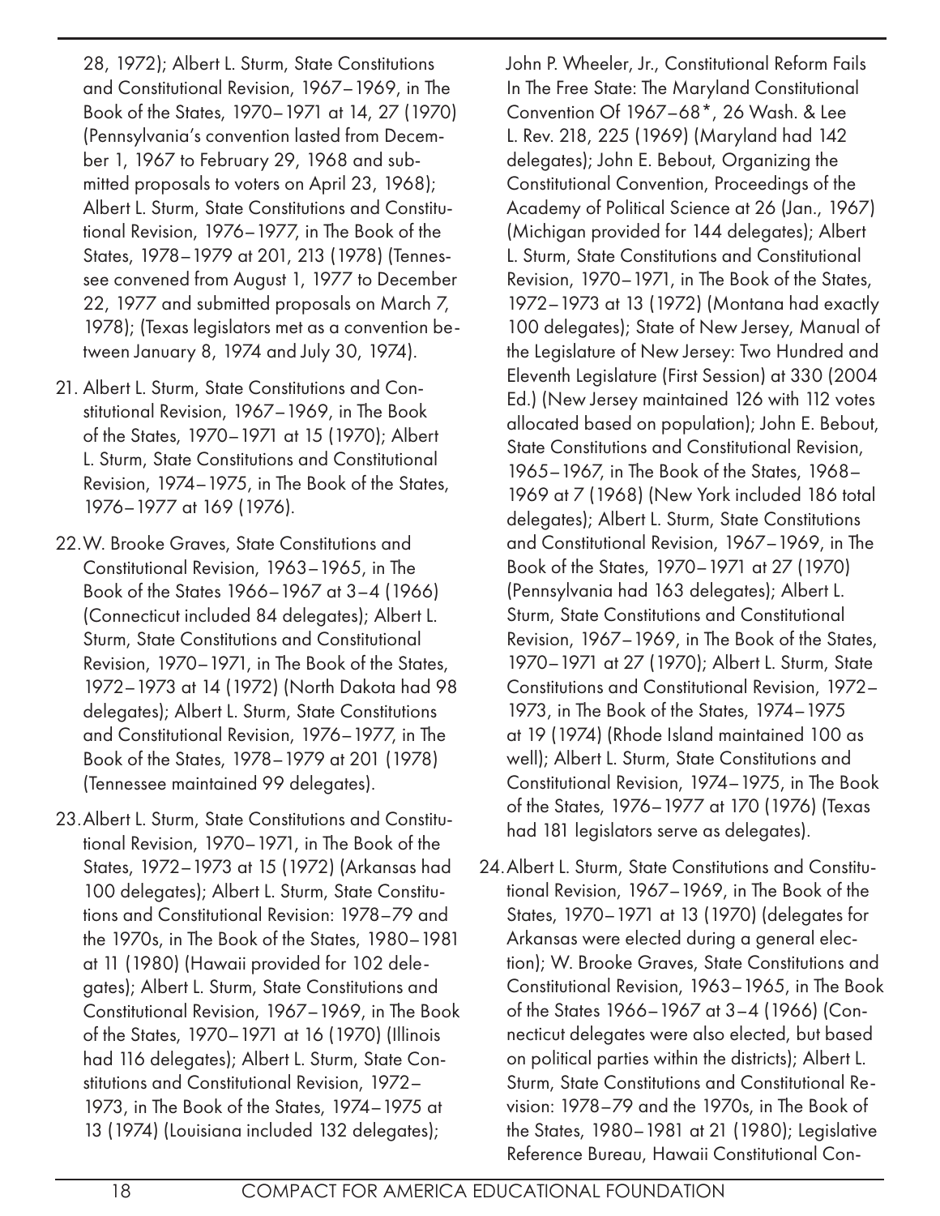28, 1972); Albert L. Sturm, State Constitutions and Constitutional Revision, 1967–1969, in The Book of the States, 1970–1971 at 14, 27 (1970) (Pennsylvania's convention lasted from December 1, 1967 to February 29, 1968 and submitted proposals to voters on April 23, 1968); Albert L. Sturm, State Constitutions and Constitutional Revision, 1976–1977, in The Book of the States, 1978–1979 at 201, 213 (1978) (Tennessee convened from August 1, 1977 to December 22, 1977 and submitted proposals on March 7, 1978); (Texas legislators met as a convention between January 8, 1974 and July 30, 1974).

21. Albert L. Sturm, State Constitutions and Constitutional Revision, 1967–1969, in The Book of the States, 1970–1971 at 15 (1970); Albert L. Sturm, State Constitutions and Constitutional Revision, 1974–1975, in The Book of the States, 1976–1977 at 169 (1976).

22. W. Brooke Graves, State Constitutions and Constitutional Revision, 1963–1965, in The Book of the States 1966–1967 at 3–4 (1966) (Connecticut included 84 delegates); Albert L. Sturm, State Constitutions and Constitutional Revision, 1970–1971, in The Book of the States, 1972–1973 at 14 (1972) (North Dakota had 98 delegates); Albert L. Sturm, State Constitutions and Constitutional Revision, 1976–1977, in The Book of the States, 1978–1979 at 201 (1978) (Tennessee maintained 99 delegates).

23. Albert L. Sturm, State Constitutions and Constitutional Revision, 1970–1971, in The Book of the States, 1972–1973 at 15 (1972) (Arkansas had 100 delegates); Albert L. Sturm, State Constitutions and Constitutional Revision: 1978–79 and the 1970s, in The Book of the States, 1980–1981 at 11 (1980) (Hawaii provided for 102 delegates); Albert L. Sturm, State Constitutions and Constitutional Revision, 1967–1969, in The Book of the States, 1970–1971 at 16 (1970) (Illinois had 116 delegates); Albert L. Sturm, State Constitutions and Constitutional Revision, 1972–1973, in The Book of the States, 1974–1975 at 13 (1974) (Louisiana included 132 delegates); John P. Wheeler, Jr., Constitutional Reform Fails In The Free State: The Maryland Constitutional Convention Of 1967–68*, 26 Wash. & Lee L. Rev. 218, 225 (1969) (Maryland had 142 delegates); John E. Bebout, Organizing the Constitutional Convention, Proceedings of the Academy of Political Science at 26 (Jan., 1967) (Michigan provided for 144 delegates); Albert L. Sturm, State Constitutions and Constitutional Revision, 1970–1971, in The Book of the States, 1972–1973 at 13 (1972) (Montana had exactly 100 delegates); State of New Jersey, Manual of the Legislature of New Jersey: Two Hundred and Eleventh Legislature (First Session) at 330 (2004 Ed.) (New Jersey maintained 126 with 112 votes allocated based on population); John E. Bebout, State Constitutions and Constitutional Revision, 1965–1967, in The Book of the States, 1968–1969 at 7 (1968) (New York included 186 total delegates); Albert L. Sturm, State Constitutions and Constitutional Revision, 1967–1969, in The Book of the States, 1970–1971 at 27 (1970) (Pennsylvania had 163 delegates); Albert L. Sturm, State Constitutions and Constitutional Revision, 1967–1969, in The Book of the States, 1970–1971 at 27 (1970); Albert L. Sturm, State Constitutions and Constitutional Revision, 1972–1973, in The Book of the States, 1974–1975 at 19 (1974) (Rhode Island maintained 100 as well); Albert L. Sturm, State Constitutions and Constitutional Revision, 1974–1975, in The Book of the States, 1976–1977 at 170 (1976) (Texas had 181 legislators serve as delegates).

24. Albert L. Sturm, State Constitutions and Constitutional Revision, 1967–1969, in The Book of the States, 1970–1971 at 13 (1970) (delegates for Arkansas were elected during a general election); W. Brooke Graves, State Constitutions and Constitutional Revision, 1963–1965, in The Book of the States 1966–1967 at 3–4 (1966) (Connecticut delegates were also elected, but based on political parties within the districts); Albert L. Sturm, State Constitutions and Constitutional Revision: 1978–79 and the 1970s, in The Book of the States, 1980–1981 at 21 (1980); Legislative Reference Bureau, Hawaii Constitutional Con-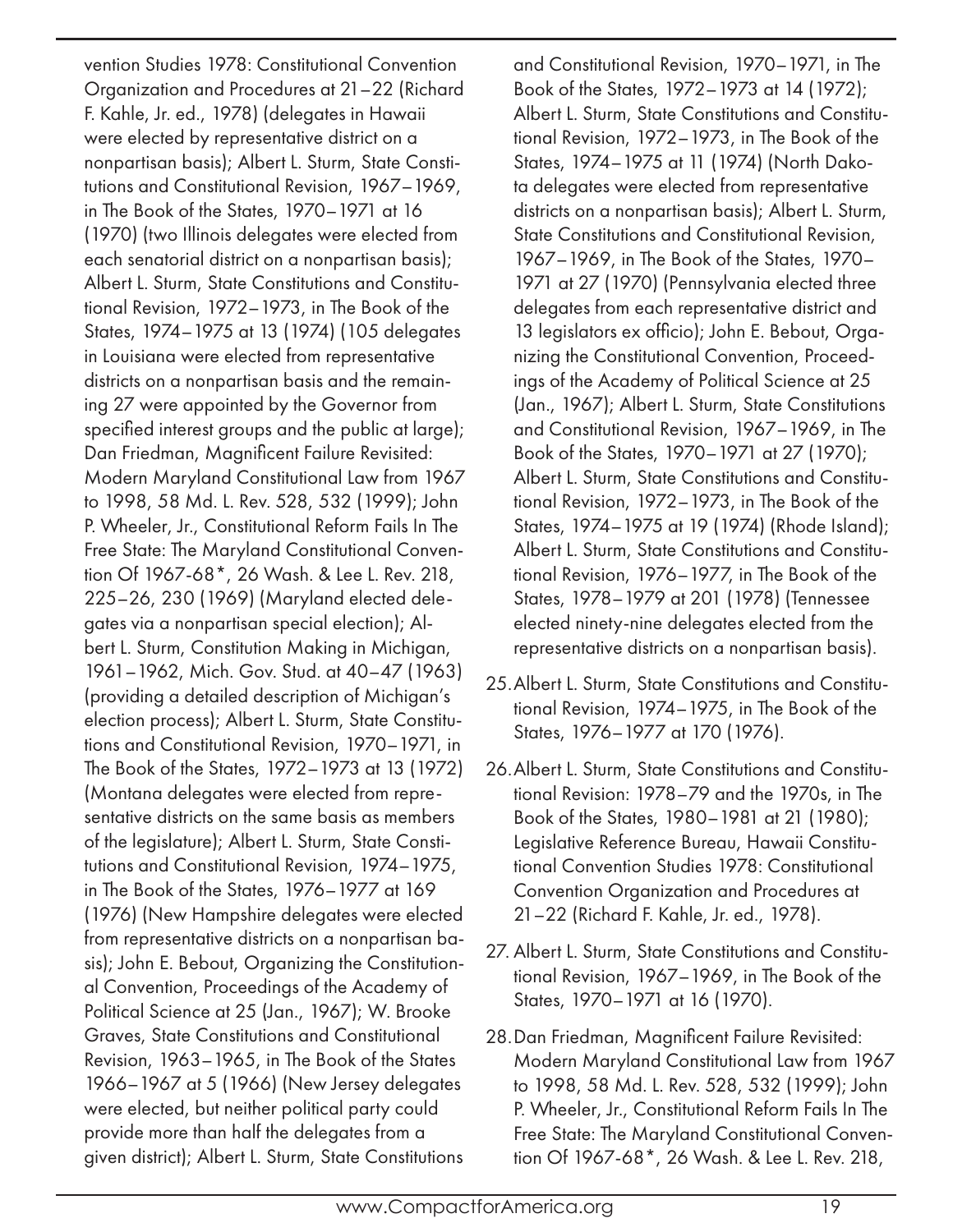vention Studies 1978: Constitutional Convention Organization and Procedures at 21–22 (Richard F. Kahle, Jr. ed., 1978) (delegates in Hawaii were elected by representative district on a nonpartisan basis); Albert L. Sturm, State Constitutions and Constitutional Revision, 1967–1969, in The Book of the States, 1970–1971 at 16 (1970) (two Illinois delegates were elected from each senatorial district on a nonpartisan basis); Albert L. Sturm, State Constitutions and Constitutional Revision, 1972–1973, in The Book of the States, 1974–1975 at 13 (1974) (105 delegates in Louisiana were elected from representative districts on a nonpartisan basis and the remaining 27 were appointed by the Governor from specified interest groups and the public at large); Dan Friedman, Magnificent Failure Revisited: Modern Maryland Constitutional Law from 1967 to 1998, 58 Md. L. Rev. 528, 532 (1999); John P. Wheeler, Jr., Constitutional Reform Fails In The Free State: The Maryland Constitutional Convention Of 1967-68*, 26 Wash. & Lee L. Rev. 218, 225–26, 230 (1969) (Maryland elected delegates via a nonpartisan special election); Albert L. Sturm, Constitution Making in Michigan, 1961–1962, Mich. Gov. Stud. at 40–47 (1963) (providing a detailed description of Michigan's election process); Albert L. Sturm, State Constitutions and Constitutional Revision, 1970–1971, in The Book of the States, 1972–1973 at 13 (1972) (Montana delegates were elected from representative districts on the same basis as members of the legislature); Albert L. Sturm, State Constitutions and Constitutional Revision, 1974–1975, in The Book of the States, 1976–1977 at 169 (1976) (New Hampshire delegates were elected from representative districts on a nonpartisan basis); John E. Bebout, Organizing the Constitutional Convention, Proceedings of the Academy of Political Science at 25 (Jan., 1967); W. Brooke Graves, State Constitutions and Constitutional Revision, 1963–1965, in The Book of the States 1966–1967 at 5 (1966) (New Jersey delegates were elected, but neither political party could provide more than half the delegates from a given district); Albert L. Sturm, State Constitutions and Constitutional Revision, 1970–1971, in The Book of the States, 1972–1973 at 14 (1972); Albert L. Sturm, State Constitutions and Constitutional Revision, 1972–1973, in The Book of the States, 1974–1975 at 11 (1974) (North Dakota delegates were elected from representative districts on a nonpartisan basis); Albert L. Sturm, State Constitutions and Constitutional Revision, 1967–1969, in The Book of the States, 1970–1971 at 27 (1970) (Pennsylvania elected three delegates from each representative district and 13 legislators ex officio); John E. Bebout, Organizing the Constitutional Convention, Proceedings of the Academy of Political Science at 25 (Jan., 1967); Albert L. Sturm, State Constitutions and Constitutional Revision, 1967–1969, in The Book of the States, 1970–1971 at 27 (1970); Albert L. Sturm, State Constitutions and Constitutional Revision, 1972–1973, in The Book of the States, 1974–1975 at 19 (1974) (Rhode Island); Albert L. Sturm, State Constitutions and Constitutional Revision, 1976–1977, in The Book of the States, 1978–1979 at 201 (1978) (Tennessee elected ninety-nine delegates elected from the representative districts on a nonpartisan basis).

25. Albert L. Sturm, State Constitutions and Constitutional Revision, 1974–1975, in The Book of the States, 1976–1977 at 170 (1976).

26. Albert L. Sturm, State Constitutions and Constitutional Revision: 1978–79 and the 1970s, in The Book of the States, 1980–1981 at 21 (1980); Legislative Reference Bureau, Hawaii Constitutional Convention Studies 1978: Constitutional Convention Organization and Procedures at 21–22 (Richard F. Kahle, Jr. ed., 1978).

27. Albert L. Sturm, State Constitutions and Constitutional Revision, 1967–1969, in The Book of the States, 1970–1971 at 16 (1970).

28. Dan Friedman, Magnificent Failure Revisited: Modern Maryland Constitutional Law from 1967 to 1998, 58 Md. L. Rev. 528, 532 (1999); John P. Wheeler, Jr., Constitutional Reform Fails In The Free State: The Maryland Constitutional Convention Of 1967-68*, 26 Wash. & Lee L. Rev. 218,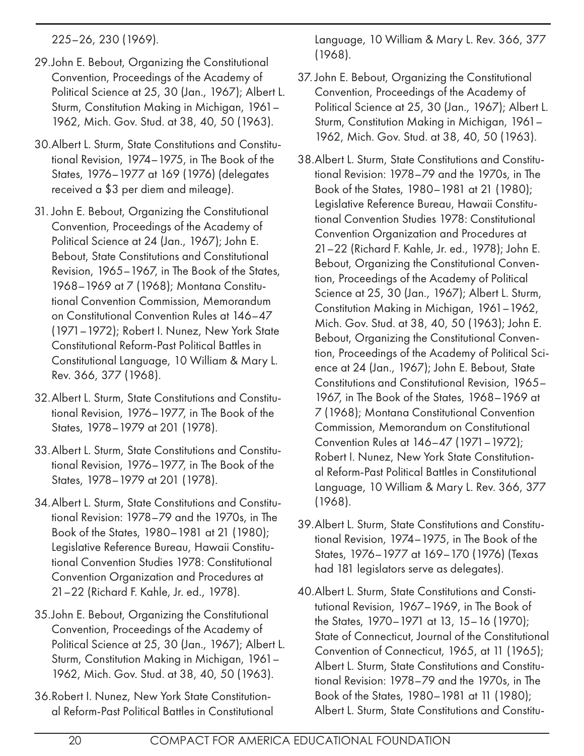225–26, 230 (1969).

29. John E. Bebout, Organizing the Constitutional Convention, Proceedings of the Academy of Political Science at 25, 30 (Jan., 1967); Albert L. Sturm, Constitution Making in Michigan, 1961–1962, Mich. Gov. Stud. at 38, 40, 50 (1963).

30. Albert L. Sturm, State Constitutions and Constitutional Revision, 1974–1975, in The Book of the States, 1976–1977 at 169 (1976) (delegates received a $3 per diem and mileage).

31. John E. Bebout, Organizing the Constitutional Convention, Proceedings of the Academy of Political Science at 24 (Jan., 1967); John E. Bebout, State Constitutions and Constitutional Revision, 1965–1967, in The Book of the States, 1968–1969 at 7 (1968); Montana Constitutional Convention Commission, Memorandum on Constitutional Convention Rules at 146–47 (1971–1972); Robert I. Nunez, New York State Constitutional Reform-Past Political Battles in Constitutional Language, 10 William & Mary L. Rev. 366, 377 (1968).

32. Albert L. Sturm, State Constitutions and Constitutional Revision, 1976–1977, in The Book of the States, 1978–1979 at 201 (1978).

33. Albert L. Sturm, State Constitutions and Constitutional Revision, 1976–1977, in The Book of the States, 1978–1979 at 201 (1978).

34. Albert L. Sturm, State Constitutions and Constitutional Revision: 1978–79 and the 1970s, in The Book of the States, 1980–1981 at 21 (1980); Legislative Reference Bureau, Hawaii Constitutional Convention Studies 1978: Constitutional Convention Organization and Procedures at 21–22 (Richard F. Kahle, Jr. ed., 1978).

35. John E. Bebout, Organizing the Constitutional Convention, Proceedings of the Academy of Political Science at 25, 30 (Jan., 1967); Albert L. Sturm, Constitution Making in Michigan, 1961–1962, Mich. Gov. Stud. at 38, 40, 50 (1963).

36. Robert I. Nunez, New York State Constitutional Reform-Past Political Battles in Constitutional Language, 10 William & Mary L. Rev. 366, 377 (1968).

37. John E. Bebout, Organizing the Constitutional Convention, Proceedings of the Academy of Political Science at 25, 30 (Jan., 1967); Albert L. Sturm, Constitution Making in Michigan, 1961–1962, Mich. Gov. Stud. at 38, 40, 50 (1963).

38. Albert L. Sturm, State Constitutions and Constitutional Revision: 1978–79 and the 1970s, in The Book of the States, 1980–1981 at 21 (1980); Legislative Reference Bureau, Hawaii Constitutional Convention Studies 1978: Constitutional Convention Organization and Procedures at 21–22 (Richard F. Kahle, Jr. ed., 1978); John E. Bebout, Organizing the Constitutional Convention, Proceedings of the Academy of Political Science at 25, 30 (Jan., 1967); Albert L. Sturm, Constitution Making in Michigan, 1961–1962, Mich. Gov. Stud. at 38, 40, 50 (1963); John E. Bebout, Organizing the Constitutional Convention, Proceedings of the Academy of Political Science at 24 (Jan., 1967); John E. Bebout, State Constitutions and Constitutional Revision, 1965–1967, in The Book of the States, 1968–1969 at 7 (1968); Montana Constitutional Convention Commission, Memorandum on Constitutional Convention Rules at 146–47 (1971–1972); Robert I. Nunez, New York State Constitutional Reform-Past Political Battles in Constitutional Language, 10 William & Mary L. Rev. 366, 377 (1968).

39. Albert L. Sturm, State Constitutions and Constitutional Revision, 1974–1975, in The Book of the States, 1976–1977 at 169–170 (1976) (Texas had 181 legislators serve as delegates).

40. Albert L. Sturm, State Constitutions and Constitutional Revision, 1967–1969, in The Book of the States, 1970–1971 at 13, 15–16 (1970); State of Connecticut, Journal of the Constitutional Convention of Connecticut, 1965, at 11 (1965); Albert L. Sturm, State Constitutions and Constitutional Revision: 1978–79 and the 1970s, in The Book of the States, 1980–1981 at 11 (1980); Albert L. Sturm, State Constitutions and Constitu-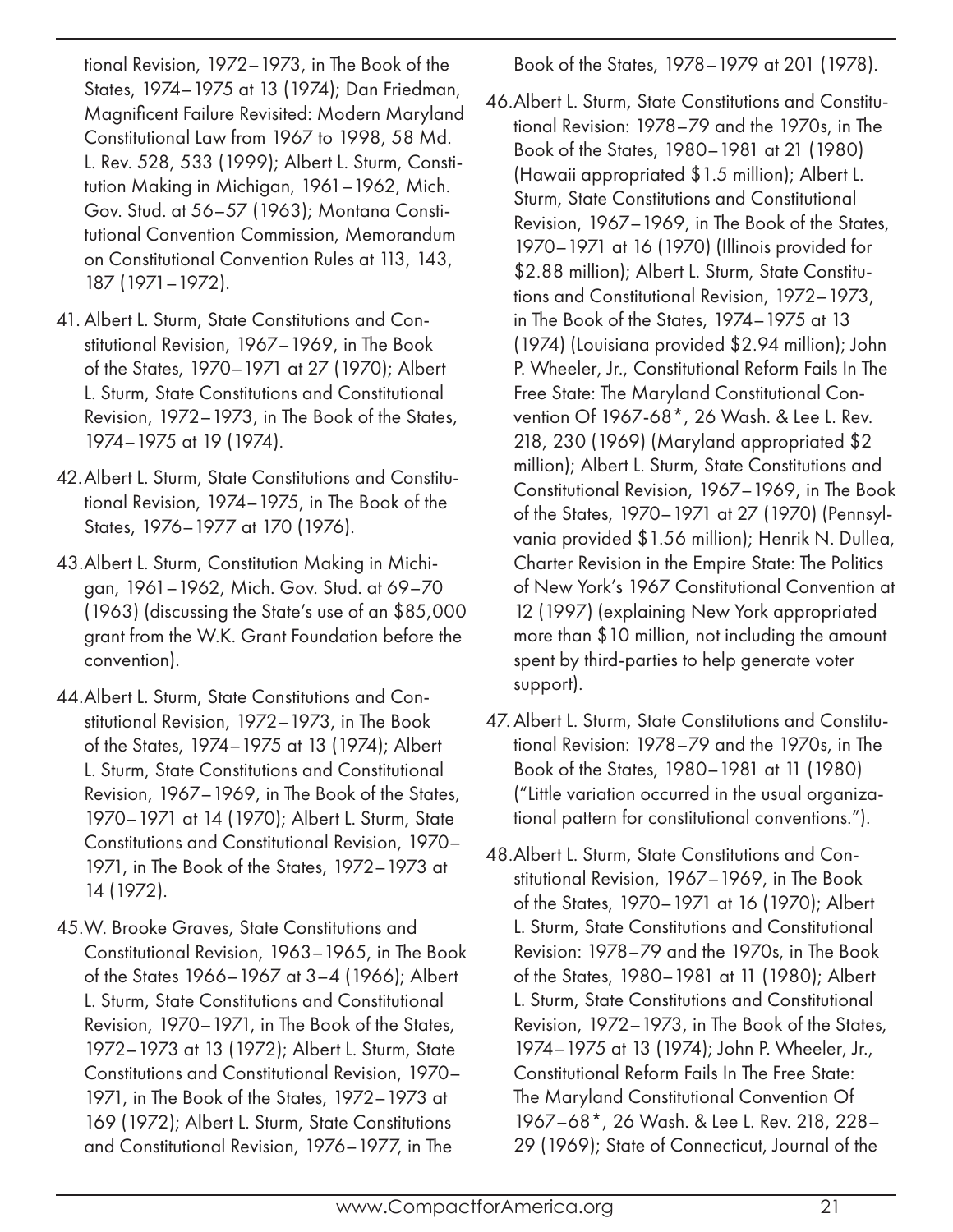tional Revision, 1972–1973, in The Book of the States, 1974–1975 at 13 (1974); Dan Friedman, Magnificent Failure Revisited: Modern Maryland Constitutional Law from 1967 to 1998, 58 Md. L. Rev. 528, 533 (1999); Albert L. Sturm, Constitution Making in Michigan, 1961–1962, Mich. Gov. Stud. at 56–57 (1963); Montana Constitutional Convention Commission, Memorandum on Constitutional Convention Rules at 113, 143, 187 (1971–1972).

41. Albert L. Sturm, State Constitutions and Constitutional Revision, 1967–1969, in The Book of the States, 1970–1971 at 27 (1970); Albert L. Sturm, State Constitutions and Constitutional Revision, 1972–1973, in The Book of the States, 1974–1975 at 19 (1974).

42. Albert L. Sturm, State Constitutions and Constitutional Revision, 1974–1975, in The Book of the States, 1976–1977 at 170 (1976).

43. Albert L. Sturm, Constitution Making in Michigan, 1961–1962, Mich. Gov. Stud. at 69–70 (1963) (discussing the State's use of an $85,000 grant from the W.K. Grant Foundation before the convention).

44. Albert L. Sturm, State Constitutions and Constitutional Revision, 1972–1973, in The Book of the States, 1974–1975 at 13 (1974); Albert L. Sturm, State Constitutions and Constitutional Revision, 1967–1969, in The Book of the States, 1970–1971 at 14 (1970); Albert L. Sturm, State Constitutions and Constitutional Revision, 1970–1971, in The Book of the States, 1972–1973 at 14 (1972).

45. W. Brooke Graves, State Constitutions and Constitutional Revision, 1963–1965, in The Book of the States 1966–1967 at 3–4 (1966); Albert L. Sturm, State Constitutions and Constitutional Revision, 1970–1971, in The Book of the States, 1972–1973 at 13 (1972); Albert L. Sturm, State Constitutions and Constitutional Revision, 1970–1971, in The Book of the States, 1972–1973 at 169 (1972); Albert L. Sturm, State Constitutions and Constitutional Revision, 1976–1977, in The Book of the States, 1978–1979 at 201 (1978).

46. Albert L. Sturm, State Constitutions and Constitutional Revision: 1978–79 and the 1970s, in The Book of the States, 1980–1981 at 21 (1980) (Hawaii appropriated $1.5 million); Albert L. Sturm, State Constitutions and Constitutional Revision, 1967–1969, in The Book of the States, 1970–1971 at 16 (1970) (Illinois provided for $2.88 million); Albert L. Sturm, State Constitutions and Constitutional Revision, 1972–1973, in The Book of the States, 1974–1975 at 13 (1974) (Louisiana provided $2.94 million); John P. Wheeler, Jr., Constitutional Reform Fails In The Free State: The Maryland Constitutional Convention Of 1967-68*, 26 Wash. & Lee L. Rev. 218, 230 (1969) (Maryland appropriated $2 million); Albert L. Sturm, State Constitutions and Constitutional Revision, 1967–1969, in The Book of the States, 1970–1971 at 27 (1970) (Pennsylvania provided $1.56 million); Henrik N. Dullea, Charter Revision in the Empire State: The Politics of New York's 1967 Constitutional Convention at 12 (1997) (explaining New York appropriated more than $10 million, not including the amount spent by third-parties to help generate voter support).

47. Albert L. Sturm, State Constitutions and Constitutional Revision: 1978–79 and the 1970s, in The Book of the States, 1980–1981 at 11 (1980) ("Little variation occurred in the usual organizational pattern for constitutional conventions.").

48. Albert L. Sturm, State Constitutions and Constitutional Revision, 1967–1969, in The Book of the States, 1970–1971 at 16 (1970); Albert L. Sturm, State Constitutions and Constitutional Revision: 1978–79 and the 1970s, in The Book of the States, 1980–1981 at 11 (1980); Albert L. Sturm, State Constitutions and Constitutional Revision, 1972–1973, in The Book of the States, 1974–1975 at 13 (1974); John P. Wheeler, Jr., Constitutional Reform Fails In The Free State: The Maryland Constitutional Convention Of 1967–68*, 26 Wash. & Lee L. Rev. 218, 228–29 (1969); State of Connecticut, Journal of the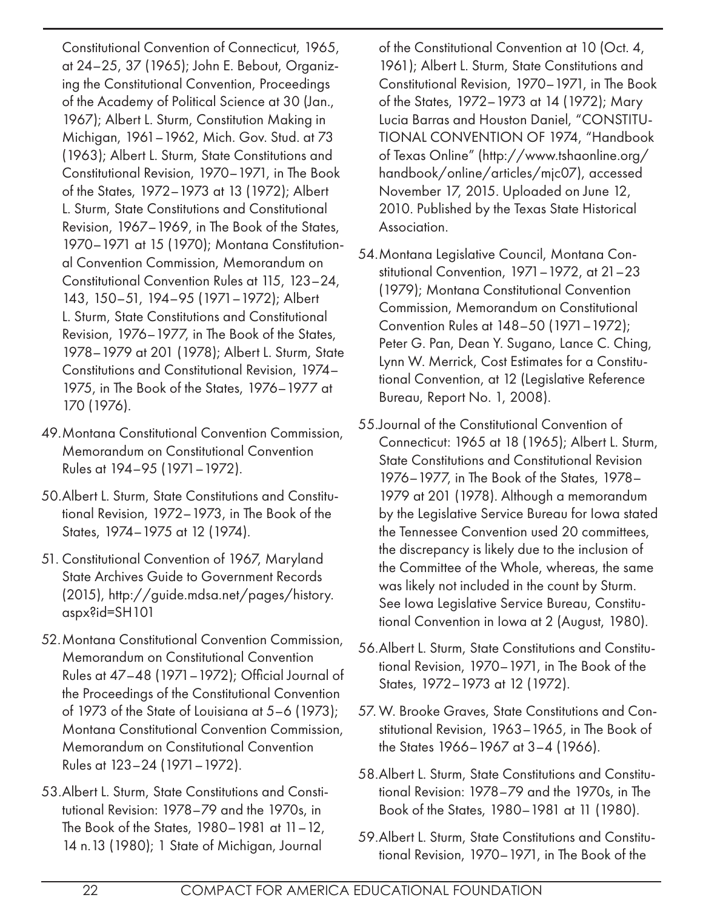Constitutional Convention of Connecticut, 1965, at 24–25, 37 (1965); John E. Bebout, Organizing the Constitutional Convention, Proceedings of the Academy of Political Science at 30 (Jan., 1967); Albert L. Sturm, Constitution Making in Michigan, 1961–1962, Mich. Gov. Stud. at 73 (1963); Albert L. Sturm, State Constitutions and Constitutional Revision, 1970–1971, in The Book of the States, 1972–1973 at 13 (1972); Albert L. Sturm, State Constitutions and Constitutional Revision, 1967–1969, in The Book of the States, 1970–1971 at 15 (1970); Montana Constitutional Convention Commission, Memorandum on Constitutional Convention Rules at 115, 123–24, 143, 150–51, 194–95 (1971–1972); Albert L. Sturm, State Constitutions and Constitutional Revision, 1976–1977, in The Book of the States, 1978–1979 at 201 (1978); Albert L. Sturm, State Constitutions and Constitutional Revision, 1974–1975, in The Book of the States, 1976–1977 at 170 (1976).

49. Montana Constitutional Convention Commission, Memorandum on Constitutional Convention Rules at 194–95 (1971–1972).

50. Albert L. Sturm, State Constitutions and Constitutional Revision, 1972–1973, in The Book of the States, 1974–1975 at 12 (1974).

51. Constitutional Convention of 1967, Maryland State Archives Guide to Government Records (2015), http://guide.mdsa.net/pages/history.aspx?id=SH101

52. Montana Constitutional Convention Commission, Memorandum on Constitutional Convention Rules at 47–48 (1971–1972); Official Journal of the Proceedings of the Constitutional Convention of 1973 of the State of Louisiana at 5–6 (1973); Montana Constitutional Convention Commission, Memorandum on Constitutional Convention Rules at 123–24 (1971–1972).

53. Albert L. Sturm, State Constitutions and Constitutional Revision: 1978–79 and the 1970s, in The Book of the States, 1980–1981 at 11–12, 14 n.13 (1980); 1 State of Michigan, Journal of the Constitutional Convention at 10 (Oct. 4, 1961); Albert L. Sturm, State Constitutions and Constitutional Revision, 1970–1971, in The Book of the States, 1972–1973 at 14 (1972); Mary Lucia Barras and Houston Daniel, "CONSTITUTIONAL CONVENTION OF 1974, "Handbook of Texas Online" (http://www.tshaonline.org/handbook/online/articles/mjc07), accessed November 17, 2015. Uploaded on June 12, 2010. Published by the Texas State Historical Association.

54. Montana Legislative Council, Montana Constitutional Convention, 1971–1972, at 21–23 (1979); Montana Constitutional Convention Commission, Memorandum on Constitutional Convention Rules at 148–50 (1971–1972); Peter G. Pan, Dean Y. Sugano, Lance C. Ching, Lynn W. Merrick, Cost Estimates for a Constitutional Convention, at 12 (Legislative Reference Bureau, Report No. 1, 2008).

55. Journal of the Constitutional Convention of Connecticut: 1965 at 18 (1965); Albert L. Sturm, State Constitutions and Constitutional Revision 1976–1977, in The Book of the States, 1978–1979 at 201 (1978). Although a memorandum by the Legislative Service Bureau for Iowa stated the Tennessee Convention used 20 committees, the discrepancy is likely due to the inclusion of the Committee of the Whole, whereas, the same was likely not included in the count by Sturm. See Iowa Legislative Service Bureau, Constitutional Convention in Iowa at 2 (August, 1980).

56. Albert L. Sturm, State Constitutions and Constitutional Revision, 1970–1971, in The Book of the States, 1972–1973 at 12 (1972).

57. W. Brooke Graves, State Constitutions and Constitutional Revision, 1963–1965, in The Book of the States 1966–1967 at 3–4 (1966).

58. Albert L. Sturm, State Constitutions and Constitutional Revision: 1978–79 and the 1970s, in The Book of the States, 1980–1981 at 11 (1980).

59. Albert L. Sturm, State Constitutions and Constitutional Revision, 1970–1971, in The Book of the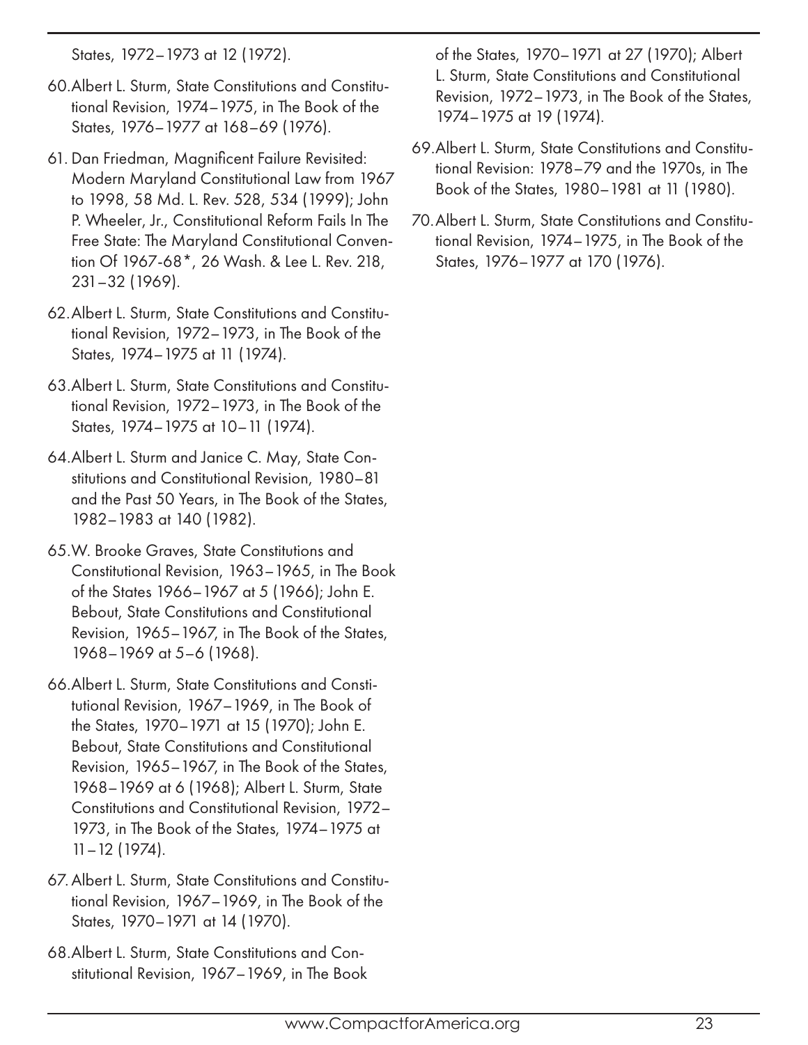States, 1972–1973 at 12 (1972).

60. Albert L. Sturm, State Constitutions and Constitutional Revision, 1974–1975, in The Book of the States, 1976–1977 at 168–69 (1976).

61. Dan Friedman, Magnificent Failure Revisited: Modern Maryland Constitutional Law from 1967 to 1998, 58 Md. L. Rev. 528, 534 (1999); John P. Wheeler, Jr., Constitutional Reform Fails In The Free State: The Maryland Constitutional Convention Of 1967-68*, 26 Wash. & Lee L. Rev. 218, 231–32 (1969).

62. Albert L. Sturm, State Constitutions and Constitutional Revision, 1972–1973, in The Book of the States, 1974–1975 at 11 (1974).

63. Albert L. Sturm, State Constitutions and Constitutional Revision, 1972–1973, in The Book of the States, 1974–1975 at 10–11 (1974).

64. Albert L. Sturm and Janice C. May, State Constitutions and Constitutional Revision, 1980–81 and the Past 50 Years, in The Book of the States, 1982–1983 at 140 (1982).

65. W. Brooke Graves, State Constitutions and Constitutional Revision, 1963–1965, in The Book of the States 1966–1967 at 5 (1966); John E. Bebout, State Constitutions and Constitutional Revision, 1965–1967, in The Book of the States, 1968–1969 at 5–6 (1968).

66. Albert L. Sturm, State Constitutions and Constitutional Revision, 1967–1969, in The Book of the States, 1970–1971 at 15 (1970); John E. Bebout, State Constitutions and Constitutional Revision, 1965–1967, in The Book of the States, 1968–1969 at 6 (1968); Albert L. Sturm, State Constitutions and Constitutional Revision, 1972–1973, in The Book of the States, 1974–1975 at 11–12 (1974).

67. Albert L. Sturm, State Constitutions and Constitutional Revision, 1967–1969, in The Book of the States, 1970–1971 at 14 (1970).

68. Albert L. Sturm, State Constitutions and Constitutional Revision, 1967–1969, in The Book of the States, 1970–1971 at 27 (1970); Albert L. Sturm, State Constitutions and Constitutional Revision, 1972–1973, in The Book of the States, 1974–1975 at 19 (1974).

69. Albert L. Sturm, State Constitutions and Constitutional Revision: 1978–79 and the 1970s, in The Book of the States, 1980–1981 at 11 (1980).

70. Albert L. Sturm, State Constitutions and Constitutional Revision, 1974–1975, in The Book of the States, 1976–1977 at 170 (1976).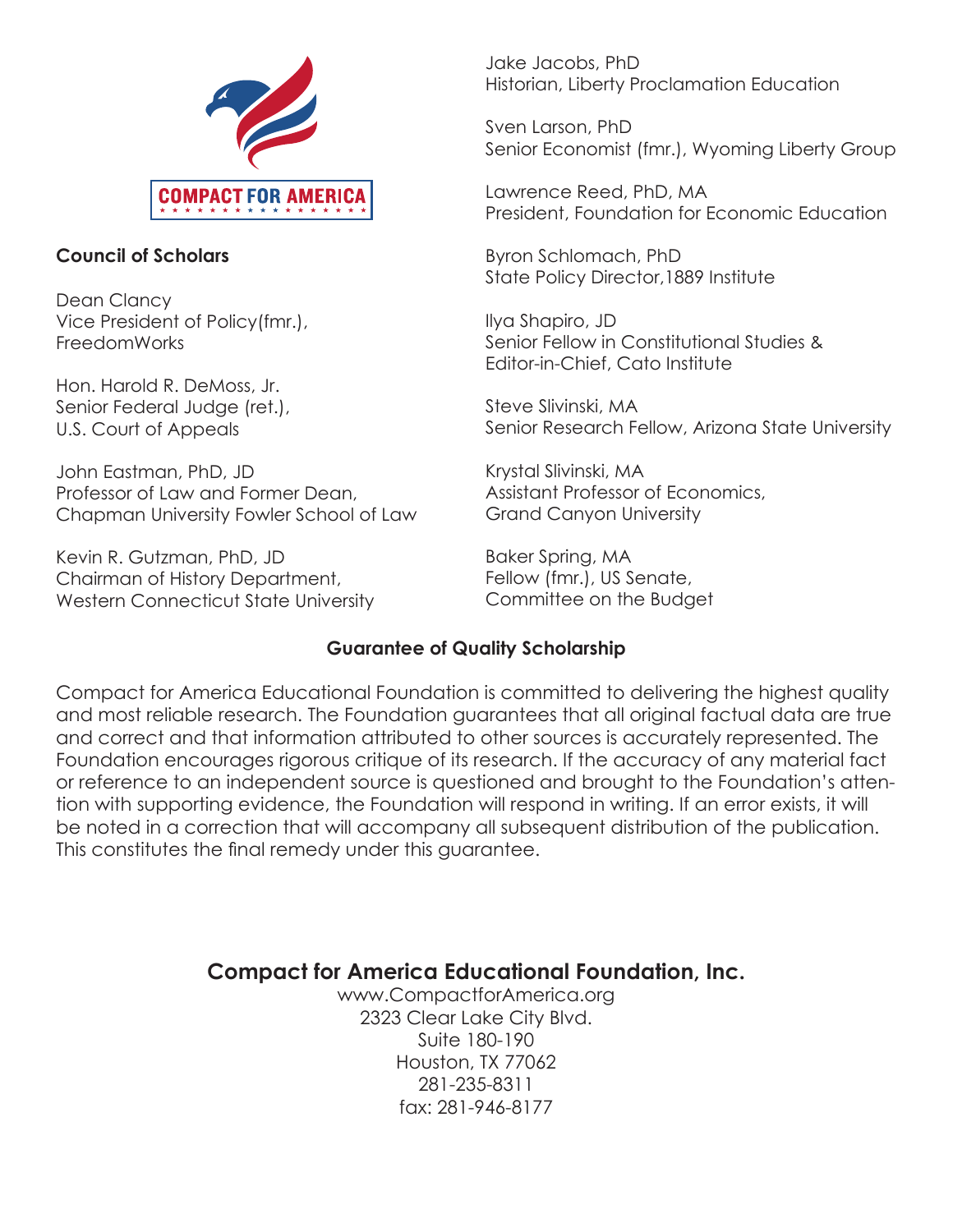COMPACT FOR AMERICA

**Council of Scholars**

Dean Clancy
Vice President of Policy(fmr.),
FreedomWorks

Hon. Harold R. DeMoss, Jr.
Senior Federal Judge (ret.),
U.S. Court of Appeals

John Eastman, PhD, JD
Professor of Law and Former Dean,
Chapman University Fowler School of Law

Kevin R. Gutzman, PhD, JD
Chairman of History Department,
Western Connecticut State University

Jake Jacobs, PhD
Historian, Liberty Proclamation Education

Sven Larson, PhD
Senior Economist (fmr.), Wyoming Liberty Group

Lawrence Reed, PhD, MA
President, Foundation for Economic Education

Byron Schlomach, PhD
State Policy Director,1889 Institute

Ilya Shapiro, JD
Senior Fellow in Constitutional Studies &
Editor-in-Chief, Cato Institute

Steve Slivinski, MA
Senior Research Fellow, Arizona State University

Krystal Slivinski, MA
Assistant Professor of Economics,
Grand Canyon University

Baker Spring, MA
Fellow (fmr.), US Senate,
Committee on the Budget

**Guarantee of Quality Scholarship**

Compact for America Educational Foundation is committed to delivering the highest quality and most reliable research. The Foundation guarantees that all original factual data are true and correct and that information attributed to other sources is accurately represented. The Foundation encourages rigorous critique of its research. If the accuracy of any material fact or reference to an independent source is questioned and brought to the Foundation's attention with supporting evidence, the Foundation will respond in writing. If an error exists, it will be noted in a correction that will accompany all subsequent distribution of the publication. This constitutes the final remedy under this guarantee.

**Compact for America Educational Foundation, Inc.**

www.CompactforAmerica.org
2323 Clear Lake City Blvd.
Suite 180-190
Houston, TX 77062
281-235-8311
fax: 281-946-8177